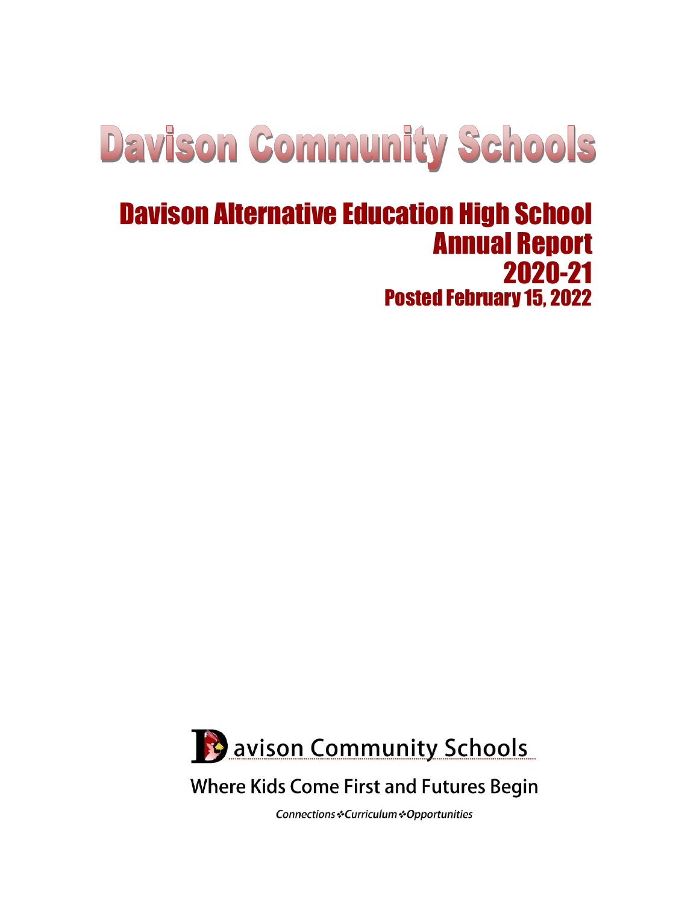# Davison Community Schools

## Davison Alternative Education High School
## Annual Report
## 2020-21
### Posted February 15, 2022

Davison Community Schools

Where Kids Come First and Futures Begin

*Connections ❖ Curriculum ❖ Opportunities*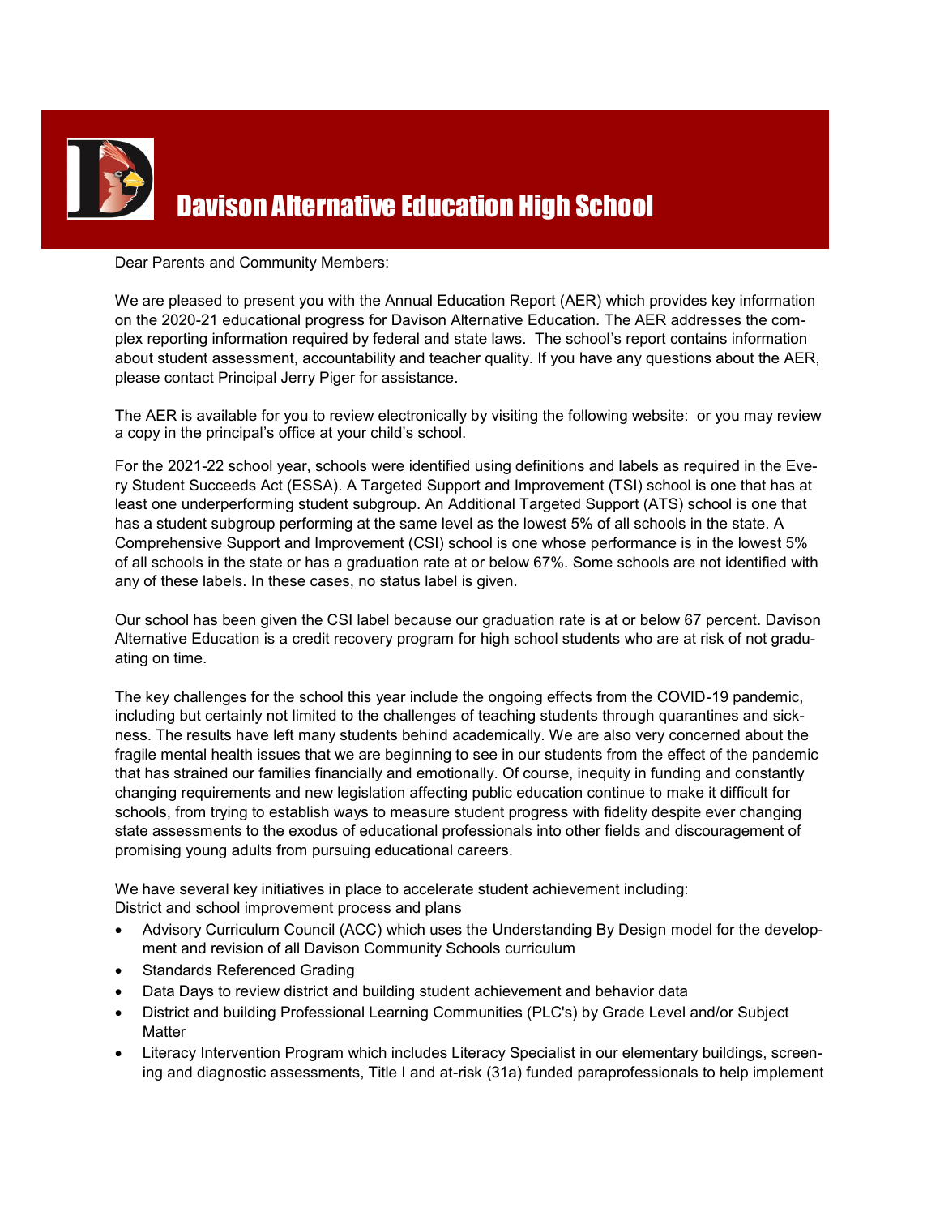# Davison Alternative Education High School

Dear Parents and Community Members:

We are pleased to present you with the Annual Education Report (AER) which provides key information on the 2020-21 educational progress for Davison Alternative Education. The AER addresses the complex reporting information required by federal and state laws. The school's report contains information about student assessment, accountability and teacher quality. If you have any questions about the AER, please contact Principal Jerry Piger for assistance.

The AER is available for you to review electronically by visiting the following website: or you may review a copy in the principal's office at your child's school.

For the 2021-22 school year, schools were identified using definitions and labels as required in the Every Student Succeeds Act (ESSA). A Targeted Support and Improvement (TSI) school is one that has at least one underperforming student subgroup. An Additional Targeted Support (ATS) school is one that has a student subgroup performing at the same level as the lowest 5% of all schools in the state. A Comprehensive Support and Improvement (CSI) school is one whose performance is in the lowest 5% of all schools in the state or has a graduation rate at or below 67%. Some schools are not identified with any of these labels. In these cases, no status label is given.

Our school has been given the CSI label because our graduation rate is at or below 67 percent. Davison Alternative Education is a credit recovery program for high school students who are at risk of not graduating on time.

The key challenges for the school this year include the ongoing effects from the COVID-19 pandemic, including but certainly not limited to the challenges of teaching students through quarantines and sickness. The results have left many students behind academically. We are also very concerned about the fragile mental health issues that we are beginning to see in our students from the effect of the pandemic that has strained our families financially and emotionally. Of course, inequity in funding and constantly changing requirements and new legislation affecting public education continue to make it difficult for schools, from trying to establish ways to measure student progress with fidelity despite ever changing state assessments to the exodus of educational professionals into other fields and discouragement of promising young adults from pursuing educational careers.

We have several key initiatives in place to accelerate student achievement including:
District and school improvement process and plans

- Advisory Curriculum Council (ACC) which uses the Understanding By Design model for the development and revision of all Davison Community Schools curriculum
- Standards Referenced Grading
- Data Days to review district and building student achievement and behavior data
- District and building Professional Learning Communities (PLC's) by Grade Level and/or Subject Matter
- Literacy Intervention Program which includes Literacy Specialist in our elementary buildings, screening and diagnostic assessments, Title I and at-risk (31a) funded paraprofessionals to help implement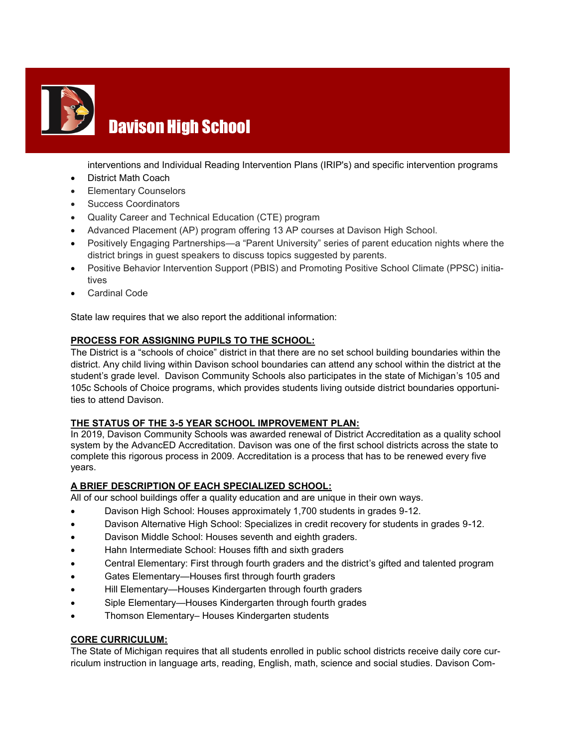interventions and Individual Reading Intervention Plans (IRIP's) and specific intervention programs

- District Math Coach
- Elementary Counselors
- Success Coordinators
- Quality Career and Technical Education (CTE) program
- Advanced Placement (AP) program offering 13 AP courses at Davison High School.
- Positively Engaging Partnerships—a "Parent University" series of parent education nights where the district brings in guest speakers to discuss topics suggested by parents.
- Positive Behavior Intervention Support (PBIS) and Promoting Positive School Climate (PPSC) initiatives
- Cardinal Code

State law requires that we also report the additional information:

**PROCESS FOR ASSIGNING PUPILS TO THE SCHOOL:**

The District is a "schools of choice" district in that there are no set school building boundaries within the district. Any child living within Davison school boundaries can attend any school within the district at the student's grade level. Davison Community Schools also participates in the state of Michigan's 105 and 105c Schools of Choice programs, which provides students living outside district boundaries opportunities to attend Davison.

**THE STATUS OF THE 3-5 YEAR SCHOOL IMPROVEMENT PLAN:**

In 2019, Davison Community Schools was awarded renewal of District Accreditation as a quality school system by the AdvancED Accreditation. Davison was one of the first school districts across the state to complete this rigorous process in 2009. Accreditation is a process that has to be renewed every five years.

**A BRIEF DESCRIPTION OF EACH SPECIALIZED SCHOOL:**

All of our school buildings offer a quality education and are unique in their own ways.

- Davison High School: Houses approximately 1,700 students in grades 9-12.
- Davison Alternative High School: Specializes in credit recovery for students in grades 9-12.
- Davison Middle School: Houses seventh and eighth graders.
- Hahn Intermediate School: Houses fifth and sixth graders
- Central Elementary: First through fourth graders and the district's gifted and talented program
- Gates Elementary—Houses first through fourth graders
- Hill Elementary—Houses Kindergarten through fourth graders
- Siple Elementary—Houses Kindergarten through fourth grades
- Thomson Elementary– Houses Kindergarten students

**CORE CURRICULUM:**

The State of Michigan requires that all students enrolled in public school districts receive daily core curriculum instruction in language arts, reading, English, math, science and social studies. Davison Com-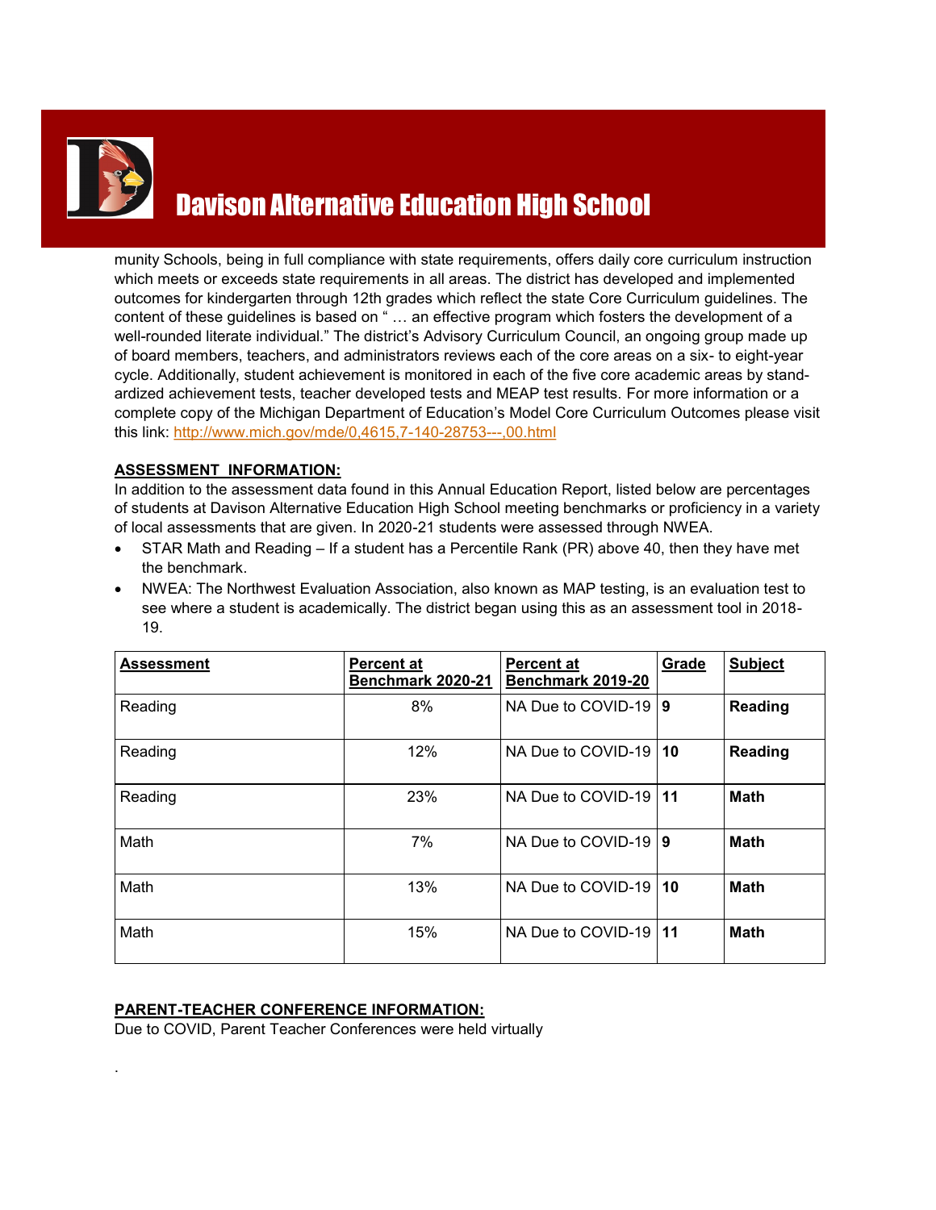# Davison Alternative Education High School

munity Schools, being in full compliance with state requirements, offers daily core curriculum instruction which meets or exceeds state requirements in all areas. The district has developed and implemented outcomes for kindergarten through 12th grades which reflect the state Core Curriculum guidelines. The content of these guidelines is based on " … an effective program which fosters the development of a well-rounded literate individual." The district's Advisory Curriculum Council, an ongoing group made up of board members, teachers, and administrators reviews each of the core areas on a six- to eight-year cycle. Additionally, student achievement is monitored in each of the five core academic areas by standardized achievement tests, teacher developed tests and MEAP test results. For more information or a complete copy of the Michigan Department of Education's Model Core Curriculum Outcomes please visit this link: http://www.mich.gov/mde/0,4615,7-140-28753---,00.html

**ASSESSMENT INFORMATION:**

In addition to the assessment data found in this Annual Education Report, listed below are percentages of students at Davison Alternative Education High School meeting benchmarks or proficiency in a variety of local assessments that are given. In 2020-21 students were assessed through NWEA.

- STAR Math and Reading – If a student has a Percentile Rank (PR) above 40, then they have met the benchmark.
- NWEA: The Northwest Evaluation Association, also known as MAP testing, is an evaluation test to see where a student is academically. The district began using this as an assessment tool in 2018-19.

| **Assessment** | **Percent at Benchmark 2020-21** | **Percent at Benchmark 2019-20** | **Grade** | **Subject** |
|---|---|---|---|---|
| Reading | 8% | NA Due to COVID-19 | **9** | **Reading** |
| Reading | 12% | NA Due to COVID-19 | **10** | **Reading** |
| Reading | 23% | NA Due to COVID-19 | **11** | **Math** |
| Math | 7% | NA Due to COVID-19 | **9** | **Math** |
| Math | 13% | NA Due to COVID-19 | **10** | **Math** |
| Math | 15% | NA Due to COVID-19 | **11** | **Math** |

**PARENT-TEACHER CONFERENCE INFORMATION:**

Due to COVID, Parent Teacher Conferences were held virtually

.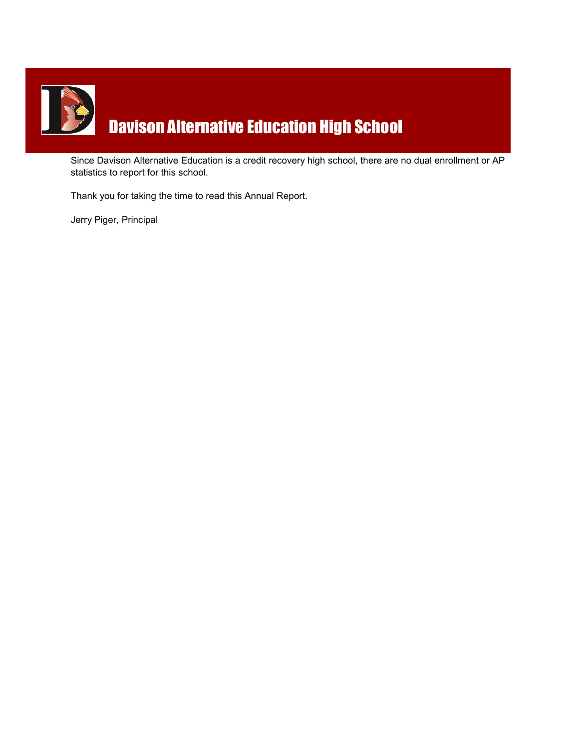# Davison Alternative Education High School

Since Davison Alternative Education is a credit recovery high school, there are no dual enrollment or AP statistics to report for this school.

Thank you for taking the time to read this Annual Report.

Jerry Piger, Principal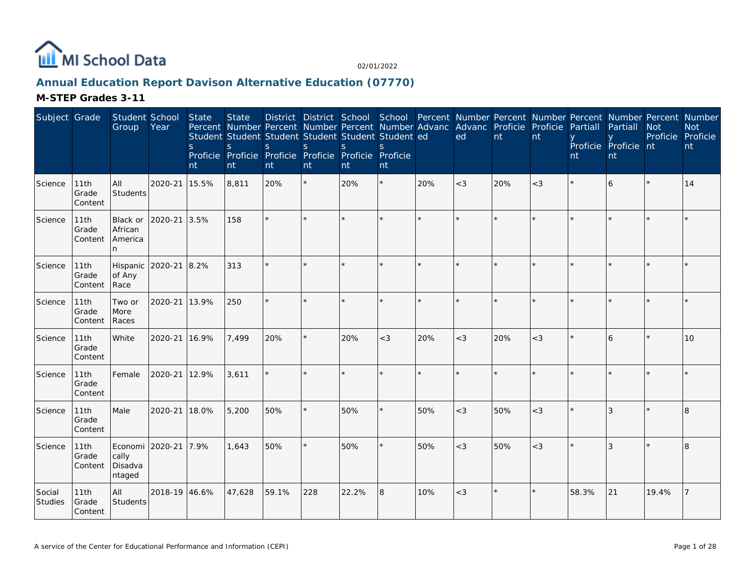MI School Data

02/01/2022

## Annual Education Report Davison Alternative Education (07770)

### M-STEP Grades 3-11

| Subject | Grade | Student Group | School Year | State Percent Students Proficient | State Number Students Proficient | District Percent Students Proficient | District Number Students Proficient | School Percent Students Proficient | School Number Students Proficient | Percent Advanced | Number Advanced | Percent Proficient | Number Proficient | Percent Partially Proficient | Number Partially Proficient | Percent Not Proficient | Number Not Proficient |
|---|---|---|---|---|---|---|---|---|---|---|---|---|---|---|---|---|---|
| Science | 11th Grade Content | All Students | 2020-21 | 15.5% | 8,811 | 20% | * | 20% | * | 20% | <3 | 20% | <3 | * | 6 | * | 14 |
| Science | 11th Grade Content | Black or African American | 2020-21 | 3.5% | 158 | * | * | * | * | * | * | * | * | * | * | * | * |
| Science | 11th Grade Content | Hispanic of Any Race | 2020-21 | 8.2% | 313 | * | * | * | * | * | * | * | * | * | * | * | * |
| Science | 11th Grade Content | Two or More Races | 2020-21 | 13.9% | 250 | * | * | * | * | * | * | * | * | * | * | * | * |
| Science | 11th Grade Content | White | 2020-21 | 16.9% | 7,499 | 20% | * | 20% | <3 | 20% | <3 | 20% | <3 | * | 6 | * | 10 |
| Science | 11th Grade Content | Female | 2020-21 | 12.9% | 3,611 | * | * | * | * | * | * | * | * | * | * | * | * |
| Science | 11th Grade Content | Male | 2020-21 | 18.0% | 5,200 | 50% | * | 50% | * | 50% | <3 | 50% | <3 | * | 3 | * | 8 |
| Science | 11th Grade Content | Economically Disadvantaged | 2020-21 | 7.9% | 1,643 | 50% | * | 50% | * | 50% | <3 | 50% | <3 | * | 3 | * | 8 |
| Social Studies | 11th Grade Content | All Students | 2018-19 | 46.6% | 47,628 | 59.1% | 228 | 22.2% | 8 | 10% | <3 | * | * | 58.3% | 21 | 19.4% | 7 |

A service of the Center for Educational Performance and Information (CEPI)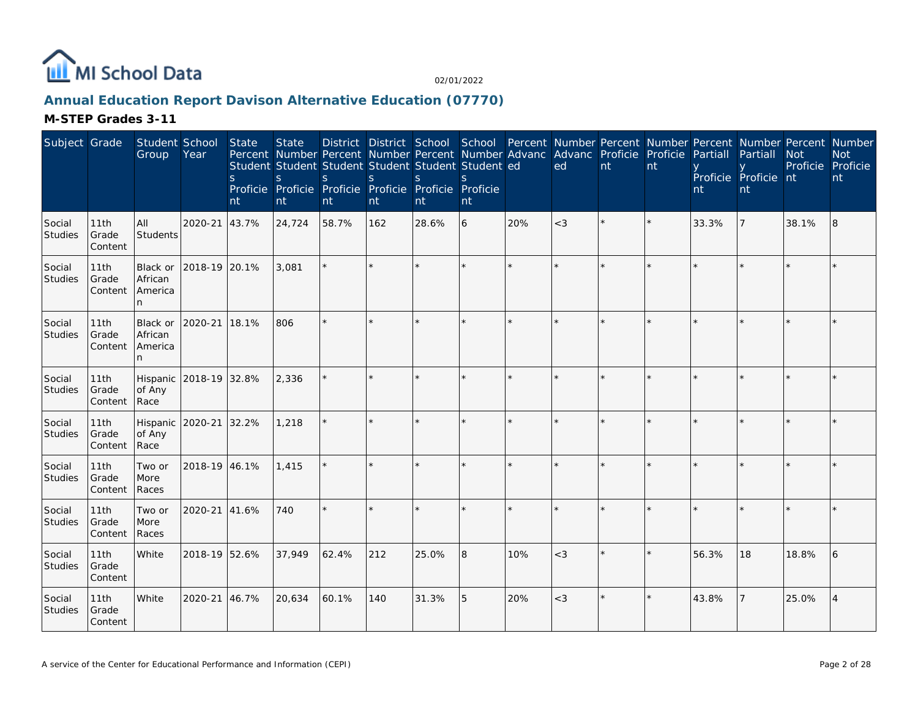# Annual Education Report Davison Alternative Education (07770)

## M-STEP Grades 3-11

| Subject | Grade | Student Group | School Year | State Percent Students Proficient | State Number Students Proficient | District Percent Students Proficient | District Number Students Proficient | School Percent Students Proficient | School Number Students Proficient | Percent Advanced | Number Advanced | Percent Proficient | Number Proficient | Percent Partially Proficient | Number Partially Proficient | Percent Not Proficient | Number Not Proficient |
|---|---|---|---|---|---|---|---|---|---|---|---|---|---|---|---|---|---|
| Social Studies | 11th Grade Content | All Students | 2020-21 | 43.7% | 24,724 | 58.7% | 162 | 28.6% | 6 | 20% | <3 | * | * | 33.3% | 7 | 38.1% | 8 |
| Social Studies | 11th Grade Content | Black or African American | 2018-19 | 20.1% | 3,081 | * | * | * | * | * | * | * | * | * | * | * | * |
| Social Studies | 11th Grade Content | Black or African American | 2020-21 | 18.1% | 806 | * | * | * | * | * | * | * | * | * | * | * | * |
| Social Studies | 11th Grade Content | Hispanic of Any Race | 2018-19 | 32.8% | 2,336 | * | * | * | * | * | * | * | * | * | * | * | * |
| Social Studies | 11th Grade Content | Hispanic of Any Race | 2020-21 | 32.2% | 1,218 | * | * | * | * | * | * | * | * | * | * | * | * |
| Social Studies | 11th Grade Content | Two or More Races | 2018-19 | 46.1% | 1,415 | * | * | * | * | * | * | * | * | * | * | * | * |
| Social Studies | 11th Grade Content | Two or More Races | 2020-21 | 41.6% | 740 | * | * | * | * | * | * | * | * | * | * | * | * |
| Social Studies | 11th Grade Content | White | 2018-19 | 52.6% | 37,949 | 62.4% | 212 | 25.0% | 8 | 10% | <3 | * | * | 56.3% | 18 | 18.8% | 6 |
| Social Studies | 11th Grade Content | White | 2020-21 | 46.7% | 20,634 | 60.1% | 140 | 31.3% | 5 | 20% | <3 | * | * | 43.8% | 7 | 25.0% | 4 |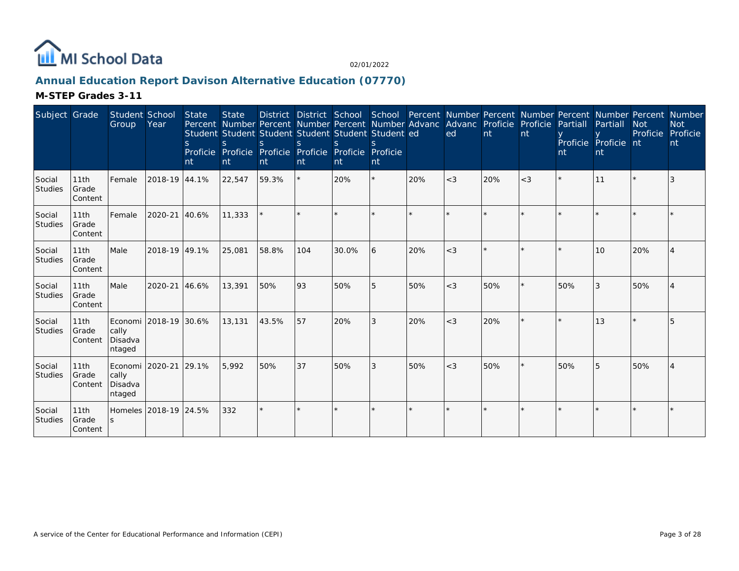MI School Data

02/01/2022

## Annual Education Report Davison Alternative Education (07770)

### M-STEP Grades 3-11

| Subject | Grade | Student Group | School Year | State Percent Students Proficient | State Number Students Proficient | District Percent Students Proficient | District Number Students Proficient | School Percent Students Proficient | School Number Students Proficient | Percent Advanced | Number Advanced | Percent Proficient | Number Proficient | Percent Partially Proficient | Number Partially Proficient | Percent Not Proficient | Number Not Proficient |
|---|---|---|---|---|---|---|---|---|---|---|---|---|---|---|---|---|---|
| Social Studies | 11th Grade Content | Female | 2018-19 | 44.1% | 22,547 | 59.3% | * | 20% | * | 20% | <3 | 20% | <3 | * | 11 | * | 3 |
| Social Studies | 11th Grade Content | Female | 2020-21 | 40.6% | 11,333 | * | * | * | * | * | * | * | * | * | * | * | * |
| Social Studies | 11th Grade Content | Male | 2018-19 | 49.1% | 25,081 | 58.8% | 104 | 30.0% | 6 | 20% | <3 | * | * | * | 10 | 20% | 4 |
| Social Studies | 11th Grade Content | Male | 2020-21 | 46.6% | 13,391 | 50% | 93 | 50% | 5 | 50% | <3 | 50% | * | 50% | 3 | 50% | 4 |
| Social Studies | 11th Grade Content | Economically Disadvantaged | 2018-19 | 30.6% | 13,131 | 43.5% | 57 | 20% | 3 | 20% | <3 | 20% | * | * | 13 | * | 5 |
| Social Studies | 11th Grade Content | Economically Disadvantaged | 2020-21 | 29.1% | 5,992 | 50% | 37 | 50% | 3 | 50% | <3 | 50% | * | 50% | 5 | 50% | 4 |
| Social Studies | 11th Grade Content | Homeless | 2018-19 | 24.5% | 332 | * | * | * | * | * | * | * | * | * | * | * | * |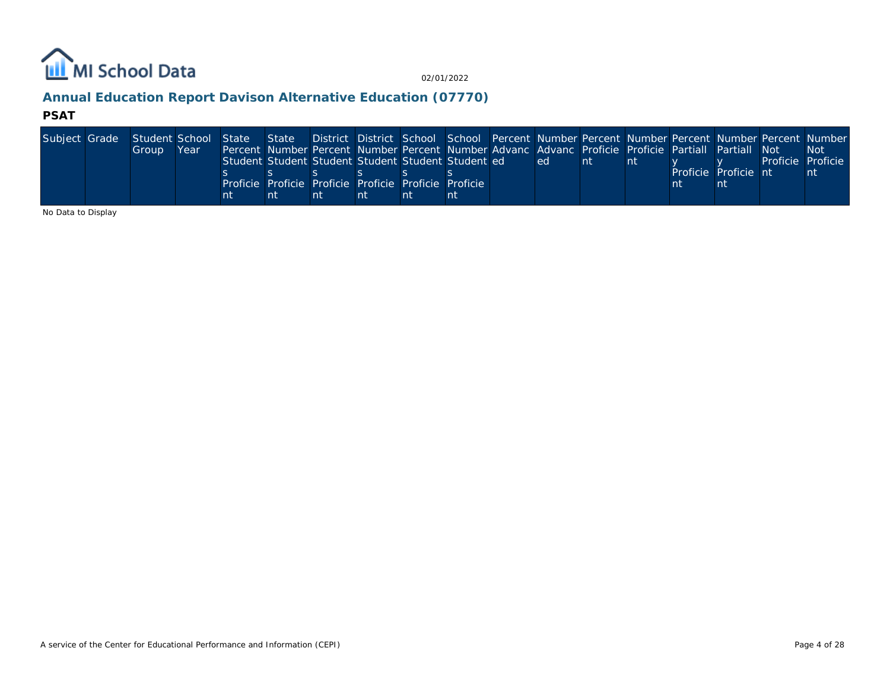## Annual Education Report Davison Alternative Education (07770)

### PSAT

| Subject | Grade | Student Group | School Year | State Percent Students Proficient | State Number Students Proficient | District Percent Students Proficient | District Number Students Proficient | School Percent Students Proficient | School Number Students Proficient | Percent Advanced | Number Advanced | Percent Proficient | Number Proficient | Percent Partially Proficient | Number Partially Proficient | Percent Not Proficient | Number Not Proficient |
|---|---|---|---|---|---|---|---|---|---|---|---|---|---|---|---|---|---|

No Data to Display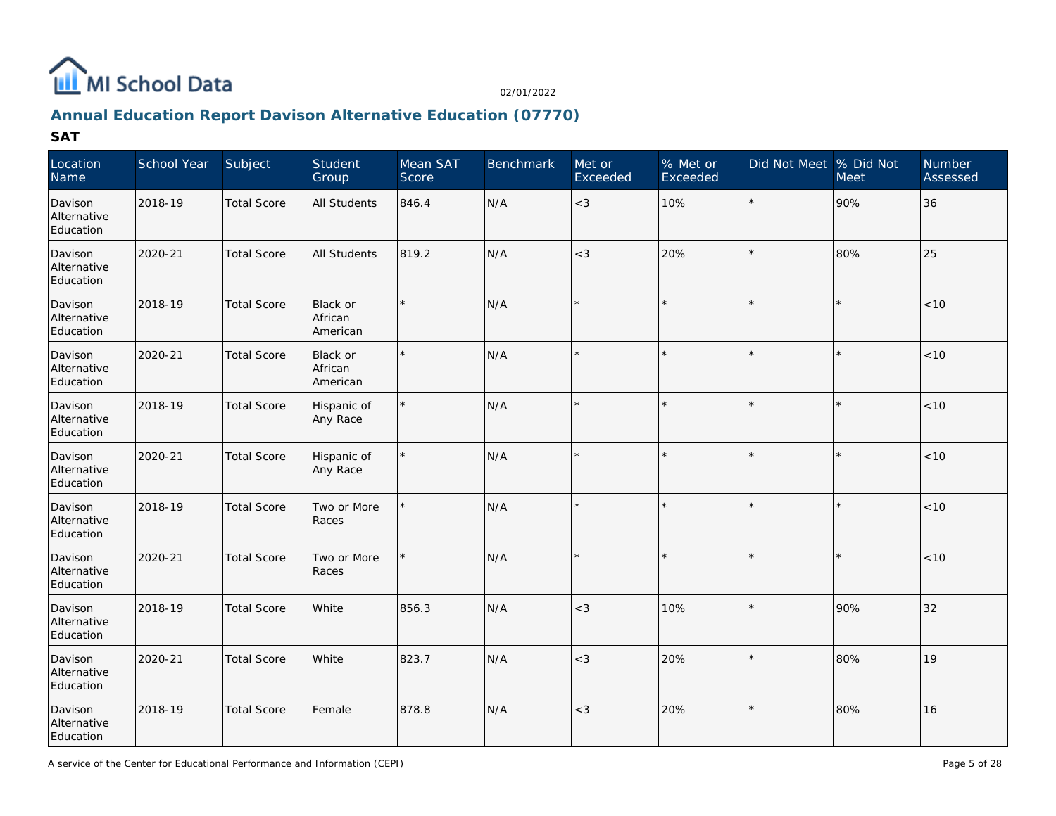MI School Data

02/01/2022

## Annual Education Report Davison Alternative Education (07770)

### SAT

| Location Name | School Year | Subject | Student Group | Mean SAT Score | Benchmark | Met or Exceeded | % Met or Exceeded | Did Not Meet | % Did Not Meet | Number Assessed |
|---|---|---|---|---|---|---|---|---|---|---|
| Davison Alternative Education | 2018-19 | Total Score | All Students | 846.4 | N/A | <3 | 10% | * | 90% | 36 |
| Davison Alternative Education | 2020-21 | Total Score | All Students | 819.2 | N/A | <3 | 20% | * | 80% | 25 |
| Davison Alternative Education | 2018-19 | Total Score | Black or African American | * | N/A | * | * | * | * | <10 |
| Davison Alternative Education | 2020-21 | Total Score | Black or African American | * | N/A | * | * | * | * | <10 |
| Davison Alternative Education | 2018-19 | Total Score | Hispanic of Any Race | * | N/A | * | * | * | * | <10 |
| Davison Alternative Education | 2020-21 | Total Score | Hispanic of Any Race | * | N/A | * | * | * | * | <10 |
| Davison Alternative Education | 2018-19 | Total Score | Two or More Races | * | N/A | * | * | * | * | <10 |
| Davison Alternative Education | 2020-21 | Total Score | Two or More Races | * | N/A | * | * | * | * | <10 |
| Davison Alternative Education | 2018-19 | Total Score | White | 856.3 | N/A | <3 | 10% | * | 90% | 32 |
| Davison Alternative Education | 2020-21 | Total Score | White | 823.7 | N/A | <3 | 20% | * | 80% | 19 |
| Davison Alternative Education | 2018-19 | Total Score | Female | 878.8 | N/A | <3 | 20% | * | 80% | 16 |

A service of the Center for Educational Performance and Information (CEPI)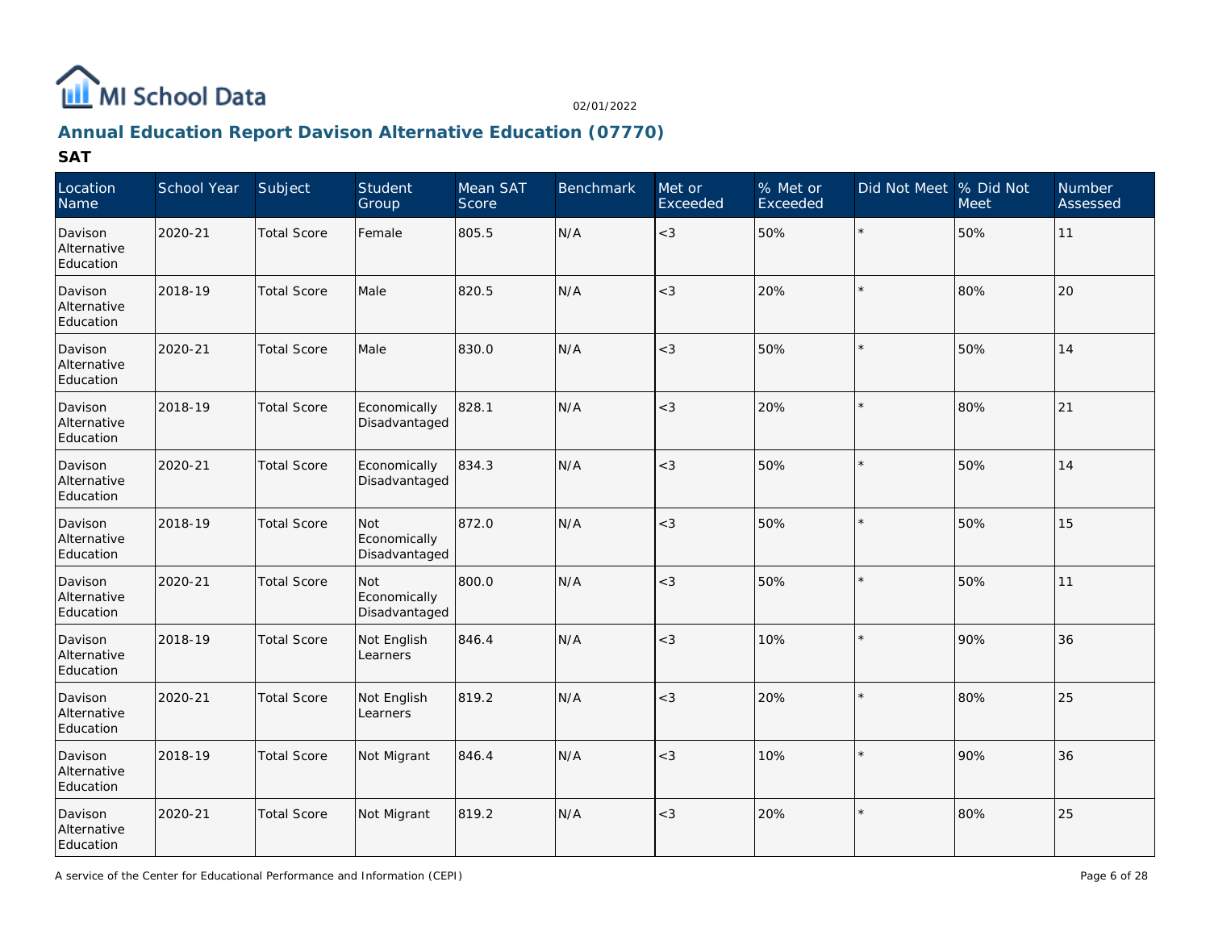## Annual Education Report Davison Alternative Education (07770)

### SAT

| Location Name | School Year | Subject | Student Group | Mean SAT Score | Benchmark | Met or Exceeded | % Met or Exceeded | Did Not Meet | % Did Not Meet | Number Assessed |
|---|---|---|---|---|---|---|---|---|---|---|
| Davison Alternative Education | 2020-21 | Total Score | Female | 805.5 | N/A | <3 | 50% | * | 50% | 11 |
| Davison Alternative Education | 2018-19 | Total Score | Male | 820.5 | N/A | <3 | 20% | * | 80% | 20 |
| Davison Alternative Education | 2020-21 | Total Score | Male | 830.0 | N/A | <3 | 50% | * | 50% | 14 |
| Davison Alternative Education | 2018-19 | Total Score | Economically Disadvantaged | 828.1 | N/A | <3 | 20% | * | 80% | 21 |
| Davison Alternative Education | 2020-21 | Total Score | Economically Disadvantaged | 834.3 | N/A | <3 | 50% | * | 50% | 14 |
| Davison Alternative Education | 2018-19 | Total Score | Not Economically Disadvantaged | 872.0 | N/A | <3 | 50% | * | 50% | 15 |
| Davison Alternative Education | 2020-21 | Total Score | Not Economically Disadvantaged | 800.0 | N/A | <3 | 50% | * | 50% | 11 |
| Davison Alternative Education | 2018-19 | Total Score | Not English Learners | 846.4 | N/A | <3 | 10% | * | 90% | 36 |
| Davison Alternative Education | 2020-21 | Total Score | Not English Learners | 819.2 | N/A | <3 | 20% | * | 80% | 25 |
| Davison Alternative Education | 2018-19 | Total Score | Not Migrant | 846.4 | N/A | <3 | 10% | * | 90% | 36 |
| Davison Alternative Education | 2020-21 | Total Score | Not Migrant | 819.2 | N/A | <3 | 20% | * | 80% | 25 |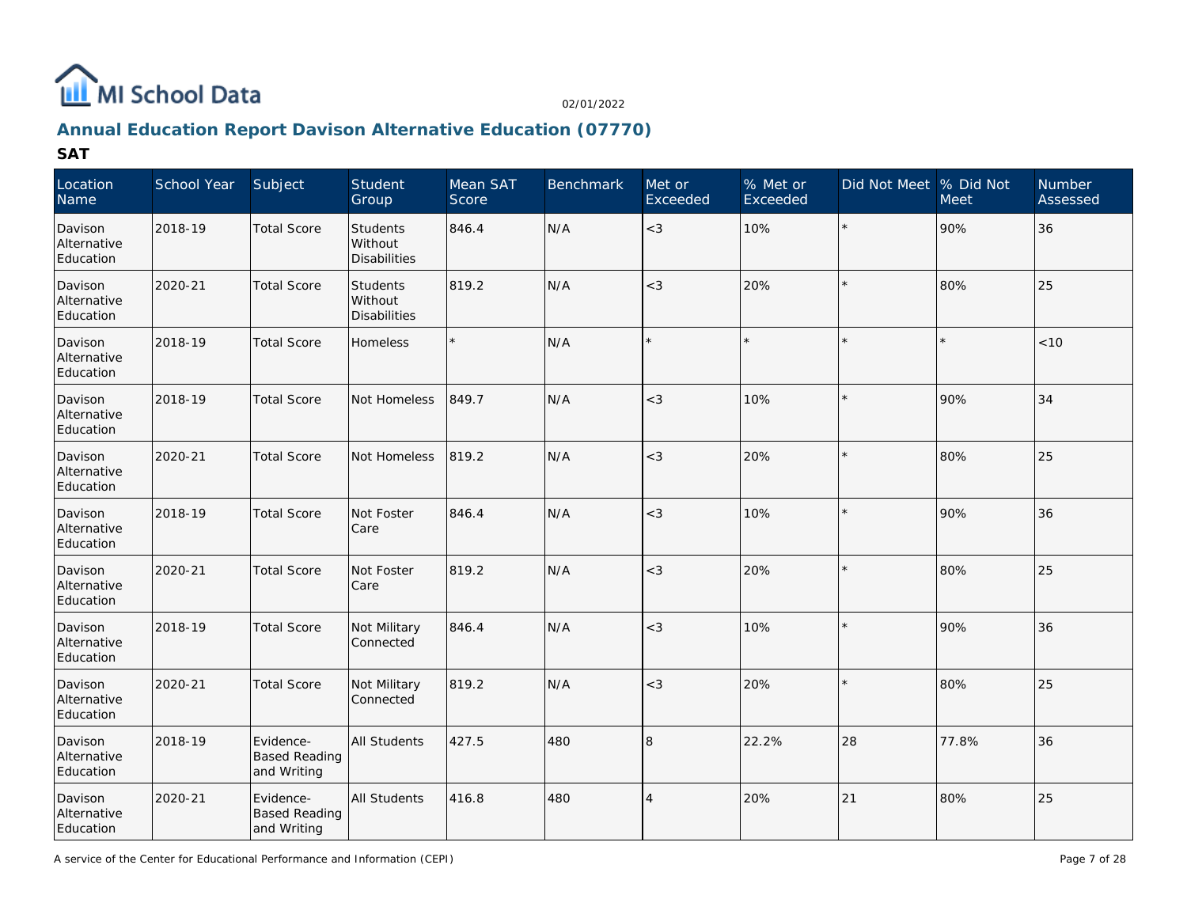# Annual Education Report Davison Alternative Education (07770)

## SAT

| Location Name | School Year | Subject | Student Group | Mean SAT Score | Benchmark | Met or Exceeded | % Met or Exceeded | Did Not Meet | % Did Not Meet | Number Assessed |
|---|---|---|---|---|---|---|---|---|---|---|
| Davison Alternative Education | 2018-19 | Total Score | Students Without Disabilities | 846.4 | N/A | <3 | 10% | * | 90% | 36 |
| Davison Alternative Education | 2020-21 | Total Score | Students Without Disabilities | 819.2 | N/A | <3 | 20% | * | 80% | 25 |
| Davison Alternative Education | 2018-19 | Total Score | Homeless | * | N/A | * | * | * | * | <10 |
| Davison Alternative Education | 2018-19 | Total Score | Not Homeless | 849.7 | N/A | <3 | 10% | * | 90% | 34 |
| Davison Alternative Education | 2020-21 | Total Score | Not Homeless | 819.2 | N/A | <3 | 20% | * | 80% | 25 |
| Davison Alternative Education | 2018-19 | Total Score | Not Foster Care | 846.4 | N/A | <3 | 10% | * | 90% | 36 |
| Davison Alternative Education | 2020-21 | Total Score | Not Foster Care | 819.2 | N/A | <3 | 20% | * | 80% | 25 |
| Davison Alternative Education | 2018-19 | Total Score | Not Military Connected | 846.4 | N/A | <3 | 10% | * | 90% | 36 |
| Davison Alternative Education | 2020-21 | Total Score | Not Military Connected | 819.2 | N/A | <3 | 20% | * | 80% | 25 |
| Davison Alternative Education | 2018-19 | Evidence-Based Reading and Writing | All Students | 427.5 | 480 | 8 | 22.2% | 28 | 77.8% | 36 |
| Davison Alternative Education | 2020-21 | Evidence-Based Reading and Writing | All Students | 416.8 | 480 | 4 | 20% | 21 | 80% | 25 |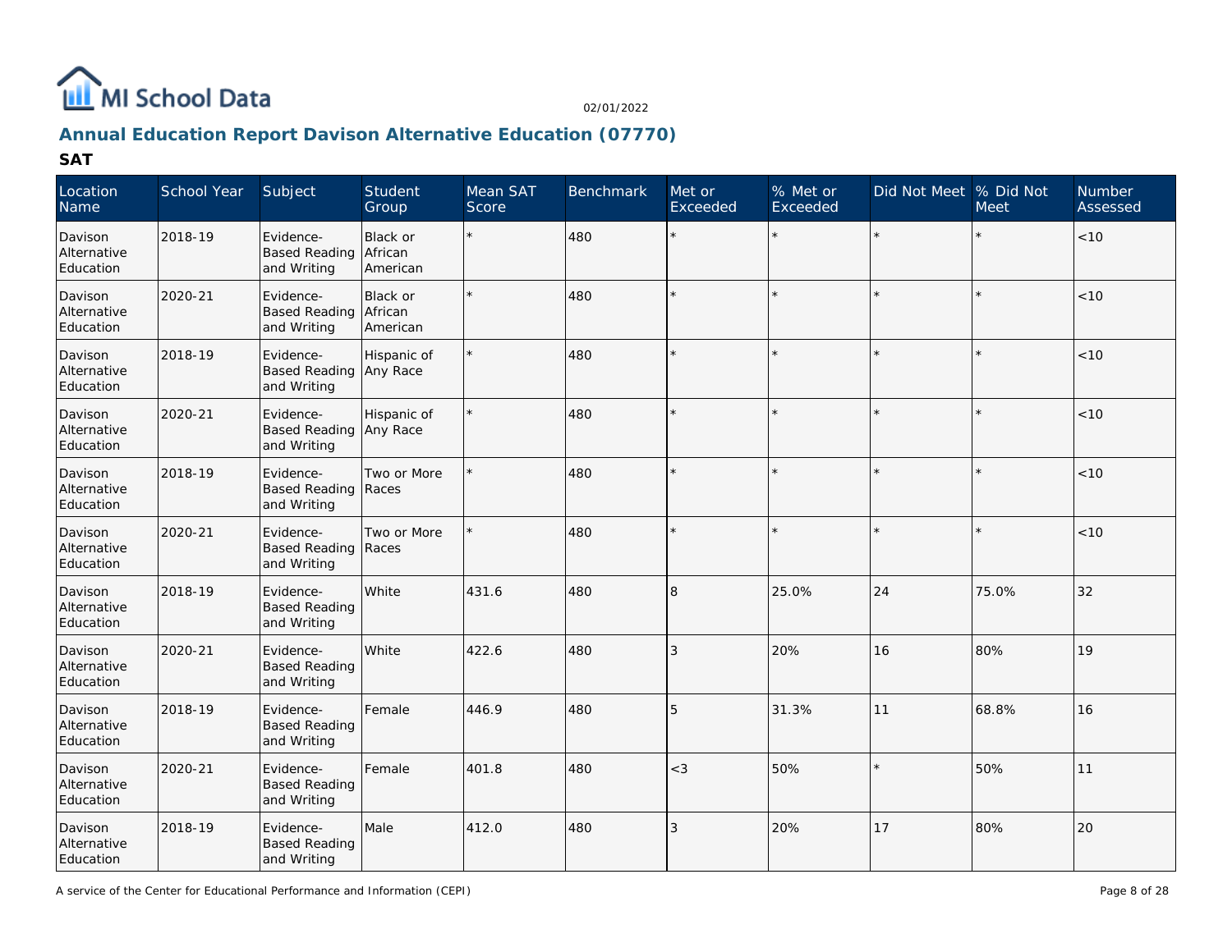## Annual Education Report Davison Alternative Education (07770)

### SAT

| Location Name | School Year | Subject | Student Group | Mean SAT Score | Benchmark | Met or Exceeded | % Met or Exceeded | Did Not Meet | % Did Not Meet | Number Assessed |
|---|---|---|---|---|---|---|---|---|---|---|
| Davison Alternative Education | 2018-19 | Evidence-Based Reading and Writing | Black or African American | * | 480 | * | * | * | * | <10 |
| Davison Alternative Education | 2020-21 | Evidence-Based Reading and Writing | Black or African American | * | 480 | * | * | * | * | <10 |
| Davison Alternative Education | 2018-19 | Evidence-Based Reading and Writing | Hispanic of Any Race | * | 480 | * | * | * | * | <10 |
| Davison Alternative Education | 2020-21 | Evidence-Based Reading and Writing | Hispanic of Any Race | * | 480 | * | * | * | * | <10 |
| Davison Alternative Education | 2018-19 | Evidence-Based Reading and Writing | Two or More Races | * | 480 | * | * | * | * | <10 |
| Davison Alternative Education | 2020-21 | Evidence-Based Reading and Writing | Two or More Races | * | 480 | * | * | * | * | <10 |
| Davison Alternative Education | 2018-19 | Evidence-Based Reading and Writing | White | 431.6 | 480 | 8 | 25.0% | 24 | 75.0% | 32 |
| Davison Alternative Education | 2020-21 | Evidence-Based Reading and Writing | White | 422.6 | 480 | 3 | 20% | 16 | 80% | 19 |
| Davison Alternative Education | 2018-19 | Evidence-Based Reading and Writing | Female | 446.9 | 480 | 5 | 31.3% | 11 | 68.8% | 16 |
| Davison Alternative Education | 2020-21 | Evidence-Based Reading and Writing | Female | 401.8 | 480 | <3 | 50% | * | 50% | 11 |
| Davison Alternative Education | 2018-19 | Evidence-Based Reading and Writing | Male | 412.0 | 480 | 3 | 20% | 17 | 80% | 20 |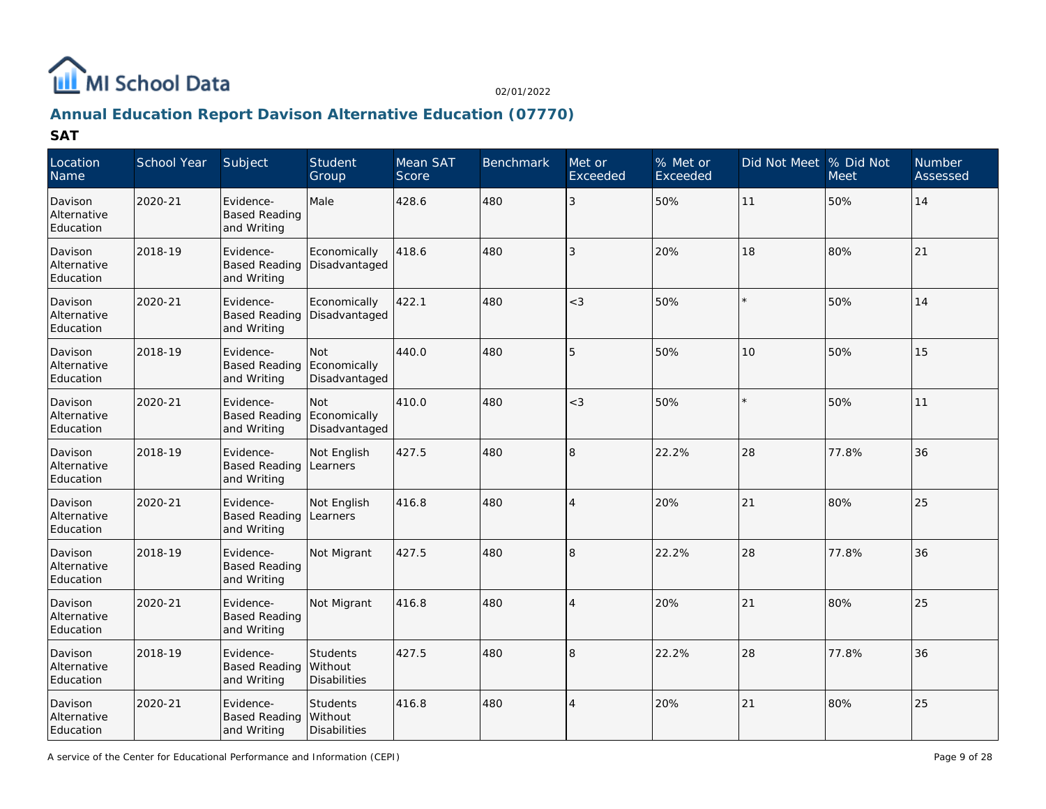## Annual Education Report Davison Alternative Education (07770)

### SAT

| Location Name | School Year | Subject | Student Group | Mean SAT Score | Benchmark | Met or Exceeded | % Met or Exceeded | Did Not Meet | % Did Not Meet | Number Assessed |
|---|---|---|---|---|---|---|---|---|---|---|
| Davison Alternative Education | 2020-21 | Evidence-Based Reading and Writing | Male | 428.6 | 480 | 3 | 50% | 11 | 50% | 14 |
| Davison Alternative Education | 2018-19 | Evidence-Based Reading and Writing | Economically Disadvantaged | 418.6 | 480 | 3 | 20% | 18 | 80% | 21 |
| Davison Alternative Education | 2020-21 | Evidence-Based Reading and Writing | Economically Disadvantaged | 422.1 | 480 | <3 | 50% | * | 50% | 14 |
| Davison Alternative Education | 2018-19 | Evidence-Based Reading and Writing | Not Economically Disadvantaged | 440.0 | 480 | 5 | 50% | 10 | 50% | 15 |
| Davison Alternative Education | 2020-21 | Evidence-Based Reading and Writing | Not Economically Disadvantaged | 410.0 | 480 | <3 | 50% | * | 50% | 11 |
| Davison Alternative Education | 2018-19 | Evidence-Based Reading and Writing | Not English Learners | 427.5 | 480 | 8 | 22.2% | 28 | 77.8% | 36 |
| Davison Alternative Education | 2020-21 | Evidence-Based Reading and Writing | Not English Learners | 416.8 | 480 | 4 | 20% | 21 | 80% | 25 |
| Davison Alternative Education | 2018-19 | Evidence-Based Reading and Writing | Not Migrant | 427.5 | 480 | 8 | 22.2% | 28 | 77.8% | 36 |
| Davison Alternative Education | 2020-21 | Evidence-Based Reading and Writing | Not Migrant | 416.8 | 480 | 4 | 20% | 21 | 80% | 25 |
| Davison Alternative Education | 2018-19 | Evidence-Based Reading and Writing | Students Without Disabilities | 427.5 | 480 | 8 | 22.2% | 28 | 77.8% | 36 |
| Davison Alternative Education | 2020-21 | Evidence-Based Reading and Writing | Students Without Disabilities | 416.8 | 480 | 4 | 20% | 21 | 80% | 25 |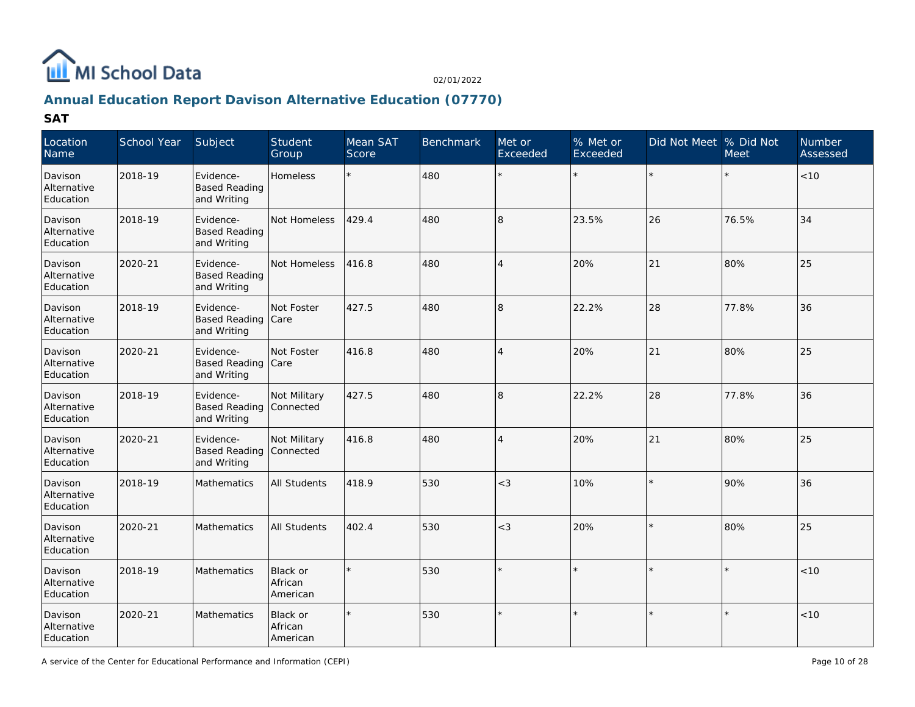MI School Data

02/01/2022

## Annual Education Report Davison Alternative Education (07770)

### SAT

| Location Name | School Year | Subject | Student Group | Mean SAT Score | Benchmark | Met or Exceeded | % Met or Exceeded | Did Not Meet | % Did Not Meet | Number Assessed |
|---|---|---|---|---|---|---|---|---|---|---|
| Davison Alternative Education | 2018-19 | Evidence-Based Reading and Writing | Homeless | * | 480 | * | * | * | * | <10 |
| Davison Alternative Education | 2018-19 | Evidence-Based Reading and Writing | Not Homeless | 429.4 | 480 | 8 | 23.5% | 26 | 76.5% | 34 |
| Davison Alternative Education | 2020-21 | Evidence-Based Reading and Writing | Not Homeless | 416.8 | 480 | 4 | 20% | 21 | 80% | 25 |
| Davison Alternative Education | 2018-19 | Evidence-Based Reading and Writing | Not Foster Care | 427.5 | 480 | 8 | 22.2% | 28 | 77.8% | 36 |
| Davison Alternative Education | 2020-21 | Evidence-Based Reading and Writing | Not Foster Care | 416.8 | 480 | 4 | 20% | 21 | 80% | 25 |
| Davison Alternative Education | 2018-19 | Evidence-Based Reading and Writing | Not Military Connected | 427.5 | 480 | 8 | 22.2% | 28 | 77.8% | 36 |
| Davison Alternative Education | 2020-21 | Evidence-Based Reading and Writing | Not Military Connected | 416.8 | 480 | 4 | 20% | 21 | 80% | 25 |
| Davison Alternative Education | 2018-19 | Mathematics | All Students | 418.9 | 530 | <3 | 10% | * | 90% | 36 |
| Davison Alternative Education | 2020-21 | Mathematics | All Students | 402.4 | 530 | <3 | 20% | * | 80% | 25 |
| Davison Alternative Education | 2018-19 | Mathematics | Black or African American | * | 530 | * | * | * | * | <10 |
| Davison Alternative Education | 2020-21 | Mathematics | Black or African American | * | 530 | * | * | * | * | <10 |

A service of the Center for Educational Performance and Information (CEPI)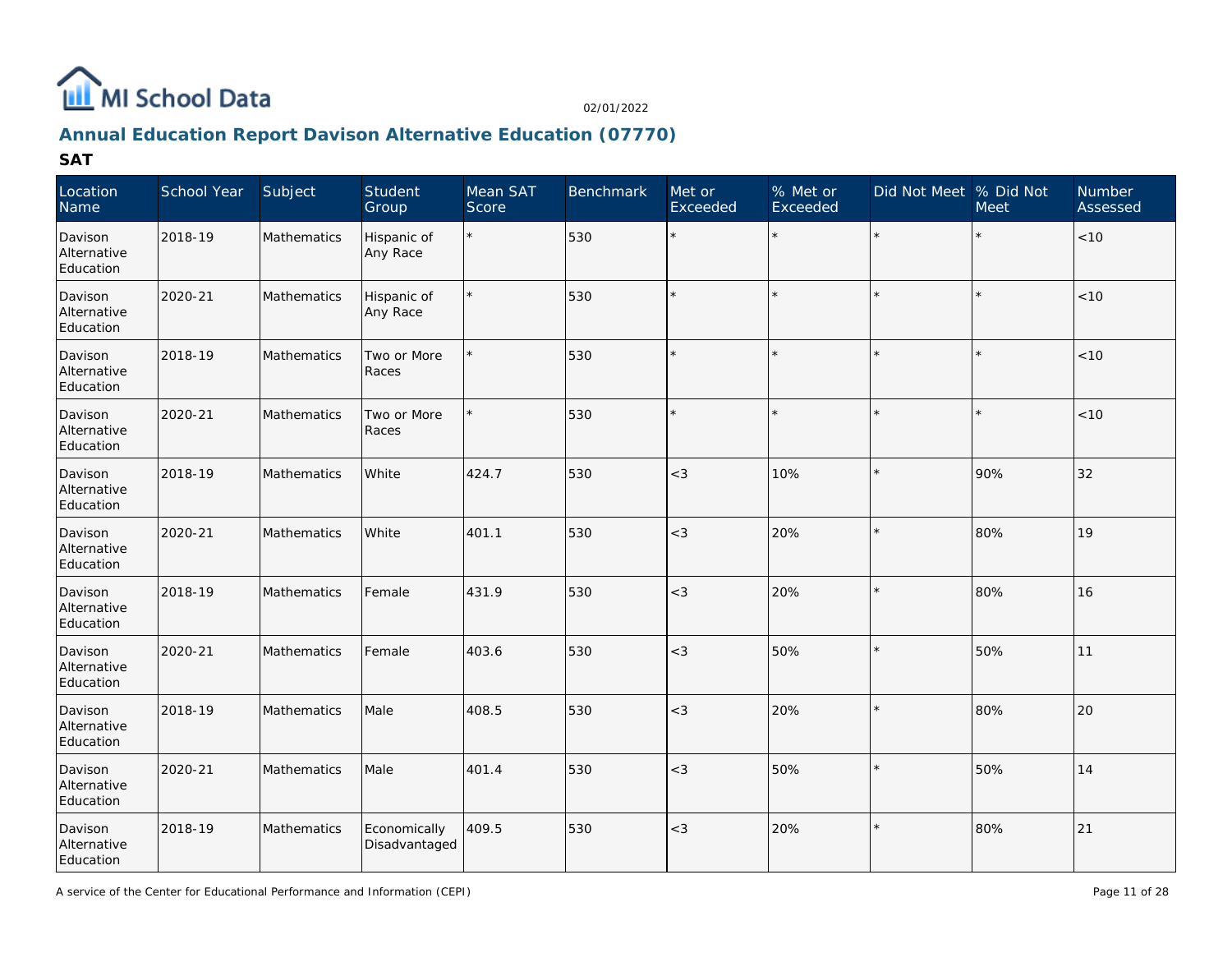## Annual Education Report Davison Alternative Education (07770)

### SAT

| Location Name | School Year | Subject | Student Group | Mean SAT Score | Benchmark | Met or Exceeded | % Met or Exceeded | Did Not Meet | % Did Not Meet | Number Assessed |
|---|---|---|---|---|---|---|---|---|---|---|
| Davison Alternative Education | 2018-19 | Mathematics | Hispanic of Any Race | * | 530 | * | * | * | * | <10 |
| Davison Alternative Education | 2020-21 | Mathematics | Hispanic of Any Race | * | 530 | * | * | * | * | <10 |
| Davison Alternative Education | 2018-19 | Mathematics | Two or More Races | * | 530 | * | * | * | * | <10 |
| Davison Alternative Education | 2020-21 | Mathematics | Two or More Races | * | 530 | * | * | * | * | <10 |
| Davison Alternative Education | 2018-19 | Mathematics | White | 424.7 | 530 | <3 | 10% | * | 90% | 32 |
| Davison Alternative Education | 2020-21 | Mathematics | White | 401.1 | 530 | <3 | 20% | * | 80% | 19 |
| Davison Alternative Education | 2018-19 | Mathematics | Female | 431.9 | 530 | <3 | 20% | * | 80% | 16 |
| Davison Alternative Education | 2020-21 | Mathematics | Female | 403.6 | 530 | <3 | 50% | * | 50% | 11 |
| Davison Alternative Education | 2018-19 | Mathematics | Male | 408.5 | 530 | <3 | 20% | * | 80% | 20 |
| Davison Alternative Education | 2020-21 | Mathematics | Male | 401.4 | 530 | <3 | 50% | * | 50% | 14 |
| Davison Alternative Education | 2018-19 | Mathematics | Economically Disadvantaged | 409.5 | 530 | <3 | 20% | * | 80% | 21 |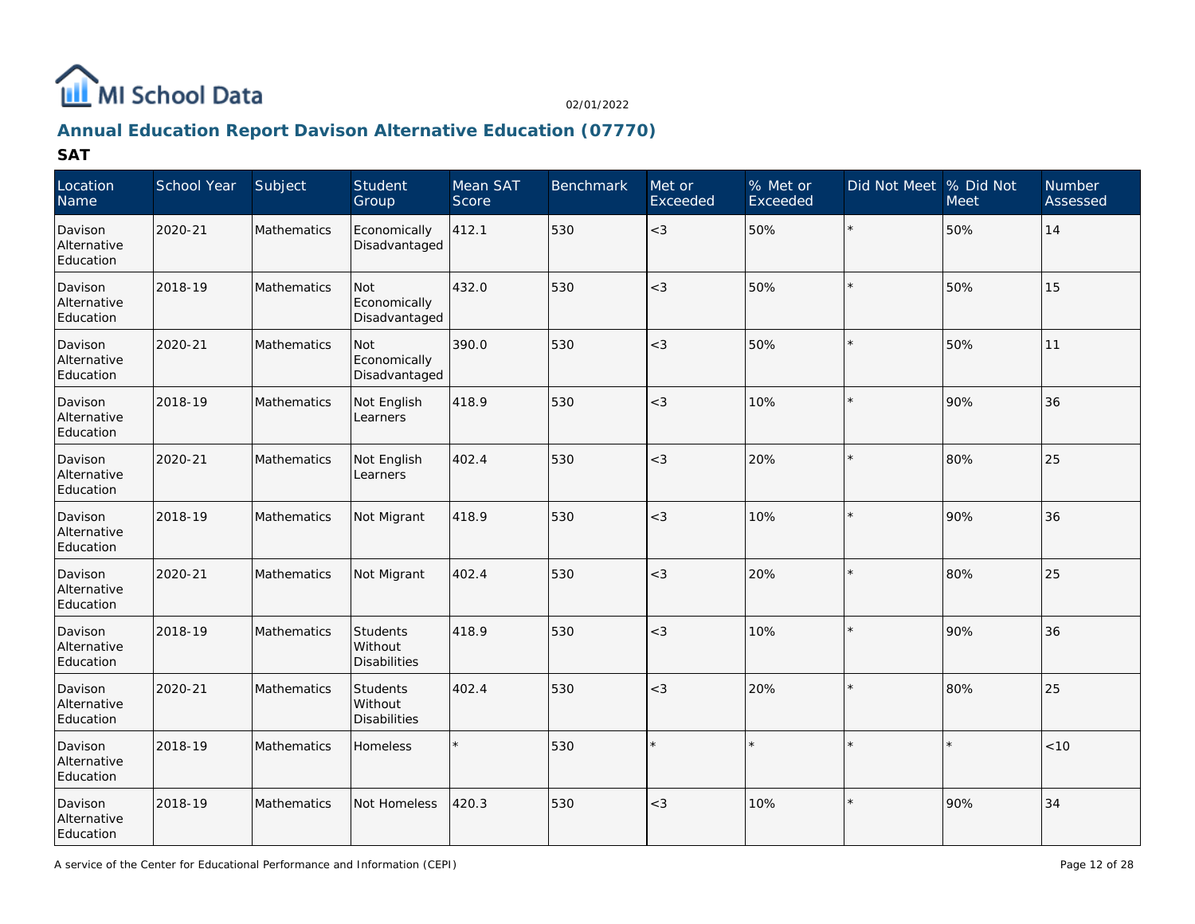## Annual Education Report Davison Alternative Education (07770)

### SAT

| Location Name | School Year | Subject | Student Group | Mean SAT Score | Benchmark | Met or Exceeded | % Met or Exceeded | Did Not Meet | % Did Not Meet | Number Assessed |
|---|---|---|---|---|---|---|---|---|---|---|
| Davison Alternative Education | 2020-21 | Mathematics | Economically Disadvantaged | 412.1 | 530 | <3 | 50% | * | 50% | 14 |
| Davison Alternative Education | 2018-19 | Mathematics | Not Economically Disadvantaged | 432.0 | 530 | <3 | 50% | * | 50% | 15 |
| Davison Alternative Education | 2020-21 | Mathematics | Not Economically Disadvantaged | 390.0 | 530 | <3 | 50% | * | 50% | 11 |
| Davison Alternative Education | 2018-19 | Mathematics | Not English Learners | 418.9 | 530 | <3 | 10% | * | 90% | 36 |
| Davison Alternative Education | 2020-21 | Mathematics | Not English Learners | 402.4 | 530 | <3 | 20% | * | 80% | 25 |
| Davison Alternative Education | 2018-19 | Mathematics | Not Migrant | 418.9 | 530 | <3 | 10% | * | 90% | 36 |
| Davison Alternative Education | 2020-21 | Mathematics | Not Migrant | 402.4 | 530 | <3 | 20% | * | 80% | 25 |
| Davison Alternative Education | 2018-19 | Mathematics | Students Without Disabilities | 418.9 | 530 | <3 | 10% | * | 90% | 36 |
| Davison Alternative Education | 2020-21 | Mathematics | Students Without Disabilities | 402.4 | 530 | <3 | 20% | * | 80% | 25 |
| Davison Alternative Education | 2018-19 | Mathematics | Homeless | * | 530 | * | * | * | * | <10 |
| Davison Alternative Education | 2018-19 | Mathematics | Not Homeless | 420.3 | 530 | <3 | 10% | * | 90% | 34 |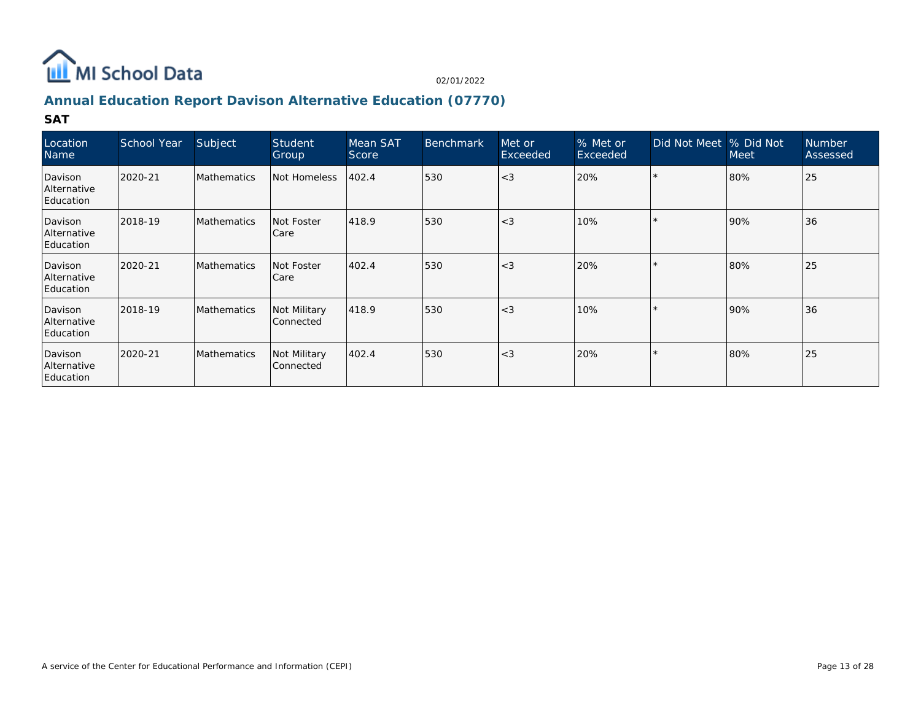## Annual Education Report Davison Alternative Education (07770)

### SAT

| Location Name | School Year | Subject | Student Group | Mean SAT Score | Benchmark | Met or Exceeded | % Met or Exceeded | Did Not Meet | % Did Not Meet | Number Assessed |
|---|---|---|---|---|---|---|---|---|---|---|
| Davison Alternative Education | 2020-21 | Mathematics | Not Homeless | 402.4 | 530 | <3 | 20% | * | 80% | 25 |
| Davison Alternative Education | 2018-19 | Mathematics | Not Foster Care | 418.9 | 530 | <3 | 10% | * | 90% | 36 |
| Davison Alternative Education | 2020-21 | Mathematics | Not Foster Care | 402.4 | 530 | <3 | 20% | * | 80% | 25 |
| Davison Alternative Education | 2018-19 | Mathematics | Not Military Connected | 418.9 | 530 | <3 | 10% | * | 90% | 36 |
| Davison Alternative Education | 2020-21 | Mathematics | Not Military Connected | 402.4 | 530 | <3 | 20% | * | 80% | 25 |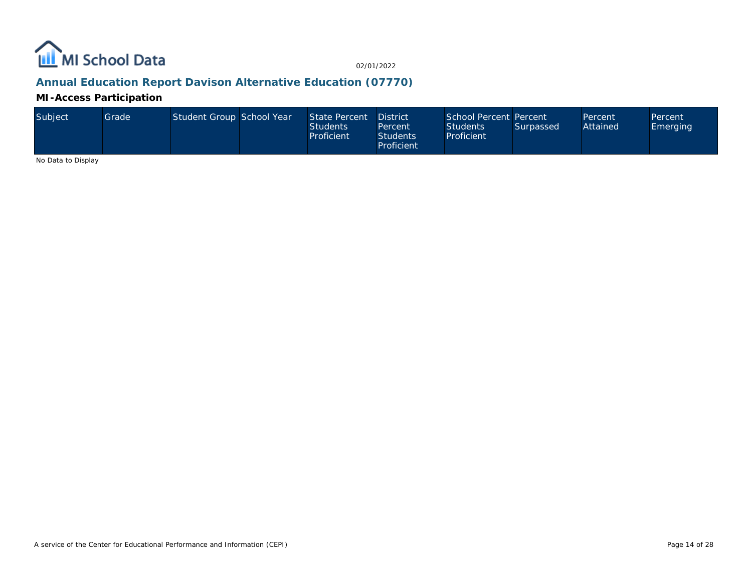## Annual Education Report Davison Alternative Education (07770)

### MI-Access Participation

| Subject | Grade | Student Group | School Year | State Percent Students Proficient | District Percent Students Proficient | School Percent Students Proficient | Percent Surpassed | Percent Attained | Percent Emerging |
|---|---|---|---|---|---|---|---|---|---|

No Data to Display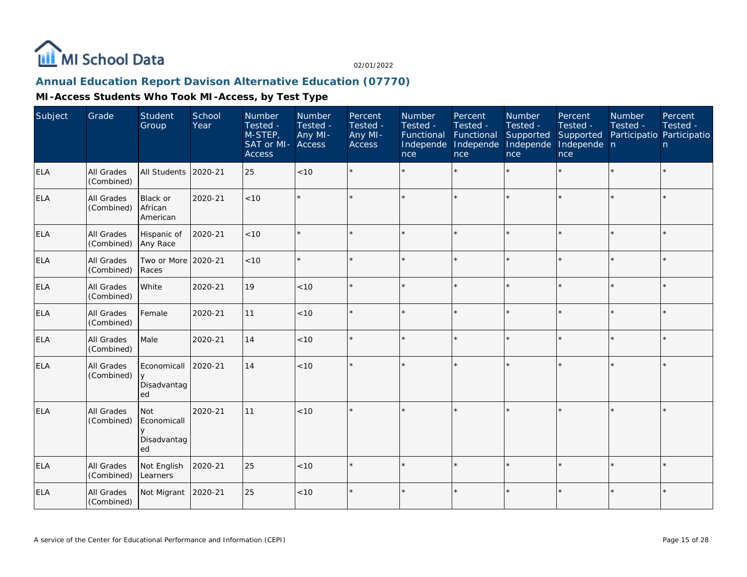# MI School Data

02/01/2022

## Annual Education Report Davison Alternative Education (07770)

### MI-Access Students Who Took MI-Access, by Test Type

| Subject | Grade | Student Group | School Year | Number Tested - M-STEP, SAT or MI-Access | Number Tested - Any MI-Access | Percent Tested - Any MI-Access | Number Tested - Functional Independence | Percent Tested - Functional Independence | Number Tested - Supported Independence | Percent Tested - Supported Independence | Number Tested - Participation | Percent Tested - Participation |
|---|---|---|---|---|---|---|---|---|---|---|---|---|
| ELA | All Grades (Combined) | All Students | 2020-21 | 25 | <10 | * | * | * | * | * | * | * |
| ELA | All Grades (Combined) | Black or African American | 2020-21 | <10 | * | * | * | * | * | * | * | * |
| ELA | All Grades (Combined) | Hispanic of Any Race | 2020-21 | <10 | * | * | * | * | * | * | * | * |
| ELA | All Grades (Combined) | Two or More Races | 2020-21 | <10 | * | * | * | * | * | * | * | * |
| ELA | All Grades (Combined) | White | 2020-21 | 19 | <10 | * | * | * | * | * | * | * |
| ELA | All Grades (Combined) | Female | 2020-21 | 11 | <10 | * | * | * | * | * | * | * |
| ELA | All Grades (Combined) | Male | 2020-21 | 14 | <10 | * | * | * | * | * | * | * |
| ELA | All Grades (Combined) | Economically Disadvantaged | 2020-21 | 14 | <10 | * | * | * | * | * | * | * |
| ELA | All Grades (Combined) | Not Economically Disadvantaged | 2020-21 | 11 | <10 | * | * | * | * | * | * | * |
| ELA | All Grades (Combined) | Not English Learners | 2020-21 | 25 | <10 | * | * | * | * | * | * | * |
| ELA | All Grades (Combined) | Not Migrant | 2020-21 | 25 | <10 | * | * | * | * | * | * | * |

A service of the Center for Educational Performance and Information (CEPI)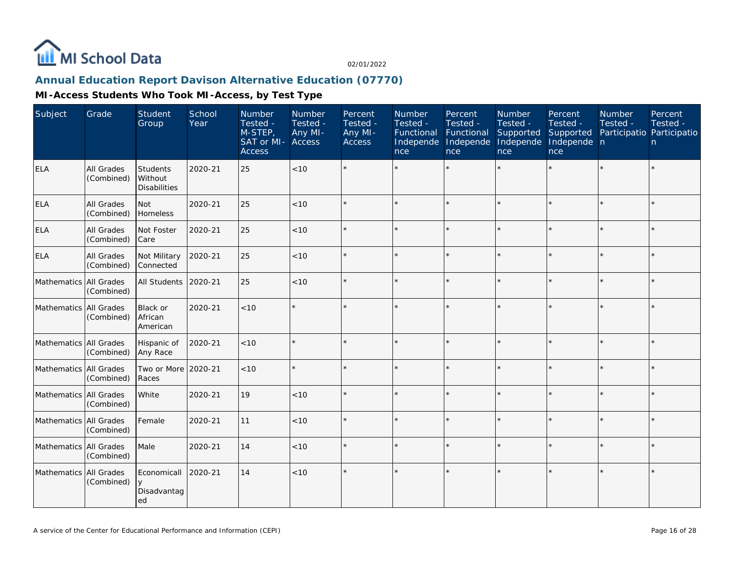## Annual Education Report Davison Alternative Education (07770)

### MI-Access Students Who Took MI-Access, by Test Type

| Subject | Grade | Student Group | School Year | Number Tested - M-STEP, SAT or MI-Access | Number Tested - Any MI-Access | Percent Tested - Any MI-Access | Number Tested - Functional Independence | Percent Tested - Functional Independence | Number Tested - Supported Independence | Percent Tested - Supported Independence | Number Tested - Participation | Percent Tested - Participation |
|---|---|---|---|---|---|---|---|---|---|---|---|---|
| ELA | All Grades (Combined) | Students Without Disabilities | 2020-21 | 25 | <10 | * | * | * | * | * | * | * |
| ELA | All Grades (Combined) | Not Homeless | 2020-21 | 25 | <10 | * | * | * | * | * | * | * |
| ELA | All Grades (Combined) | Not Foster Care | 2020-21 | 25 | <10 | * | * | * | * | * | * | * |
| ELA | All Grades (Combined) | Not Military Connected | 2020-21 | 25 | <10 | * | * | * | * | * | * | * |
| Mathematics | All Grades (Combined) | All Students | 2020-21 | 25 | <10 | * | * | * | * | * | * | * |
| Mathematics | All Grades (Combined) | Black or African American | 2020-21 | <10 | * | * | * | * | * | * | * | * |
| Mathematics | All Grades (Combined) | Hispanic of Any Race | 2020-21 | <10 | * | * | * | * | * | * | * | * |
| Mathematics | All Grades (Combined) | Two or More Races | 2020-21 | <10 | * | * | * | * | * | * | * | * |
| Mathematics | All Grades (Combined) | White | 2020-21 | 19 | <10 | * | * | * | * | * | * | * |
| Mathematics | All Grades (Combined) | Female | 2020-21 | 11 | <10 | * | * | * | * | * | * | * |
| Mathematics | All Grades (Combined) | Male | 2020-21 | 14 | <10 | * | * | * | * | * | * | * |
| Mathematics | All Grades (Combined) | Economically Disadvantaged | 2020-21 | 14 | <10 | * | * | * | * | * | * | * |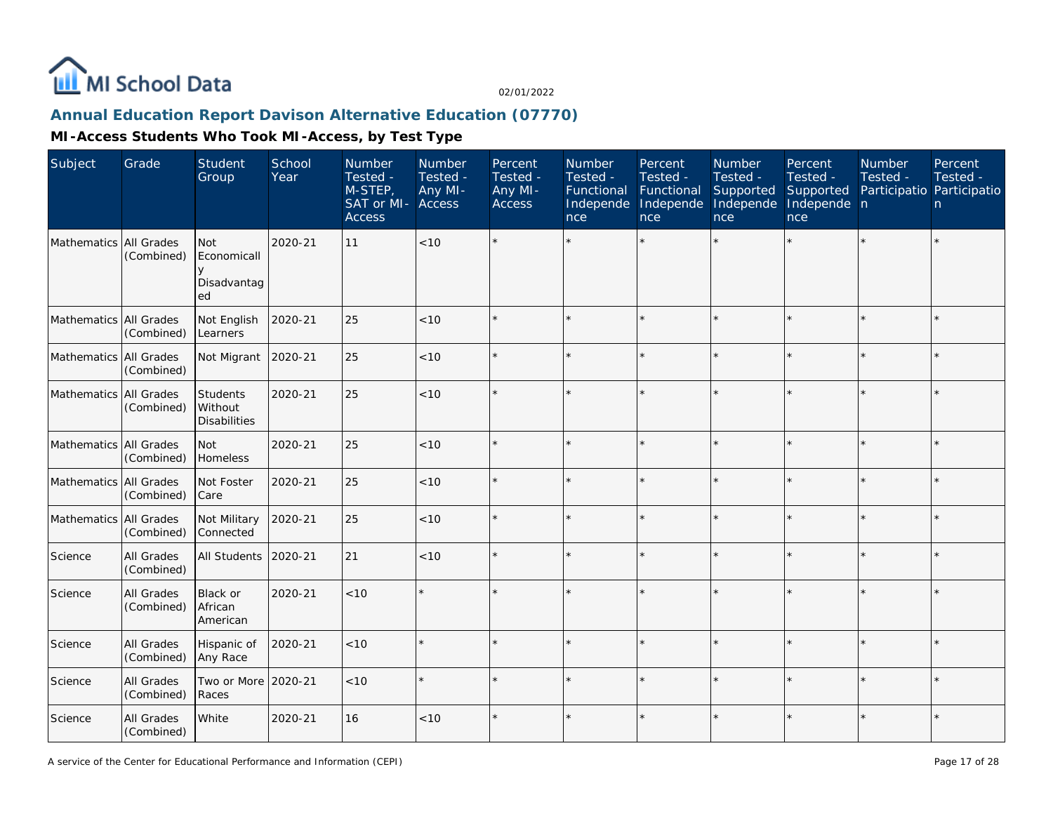## Annual Education Report Davison Alternative Education (07770)

### MI-Access Students Who Took MI-Access, by Test Type

| Subject | Grade | Student Group | School Year | Number Tested - M-STEP, SAT or MI-Access | Number Tested - Any MI-Access | Percent Tested - Any MI-Access | Number Tested - Functional Independence | Percent Tested - Functional Independence | Number Tested - Supported Independence | Percent Tested - Supported Independence | Number Tested - Participation | Percent Tested - Participation |
|---|---|---|---|---|---|---|---|---|---|---|---|---|
| Mathematics | All Grades (Combined) | Not Economically Disadvantaged | 2020-21 | 11 | <10 | * | * | * | * | * | * | * |
| Mathematics | All Grades (Combined) | Not English Learners | 2020-21 | 25 | <10 | * | * | * | * | * | * | * |
| Mathematics | All Grades (Combined) | Not Migrant | 2020-21 | 25 | <10 | * | * | * | * | * | * | * |
| Mathematics | All Grades (Combined) | Students Without Disabilities | 2020-21 | 25 | <10 | * | * | * | * | * | * | * |
| Mathematics | All Grades (Combined) | Not Homeless | 2020-21 | 25 | <10 | * | * | * | * | * | * | * |
| Mathematics | All Grades (Combined) | Not Foster Care | 2020-21 | 25 | <10 | * | * | * | * | * | * | * |
| Mathematics | All Grades (Combined) | Not Military Connected | 2020-21 | 25 | <10 | * | * | * | * | * | * | * |
| Science | All Grades (Combined) | All Students | 2020-21 | 21 | <10 | * | * | * | * | * | * | * |
| Science | All Grades (Combined) | Black or African American | 2020-21 | <10 | * | * | * | * | * | * | * | * |
| Science | All Grades (Combined) | Hispanic of Any Race | 2020-21 | <10 | * | * | * | * | * | * | * | * |
| Science | All Grades (Combined) | Two or More Races | 2020-21 | <10 | * | * | * | * | * | * | * | * |
| Science | All Grades (Combined) | White | 2020-21 | 16 | <10 | * | * | * | * | * | * | * |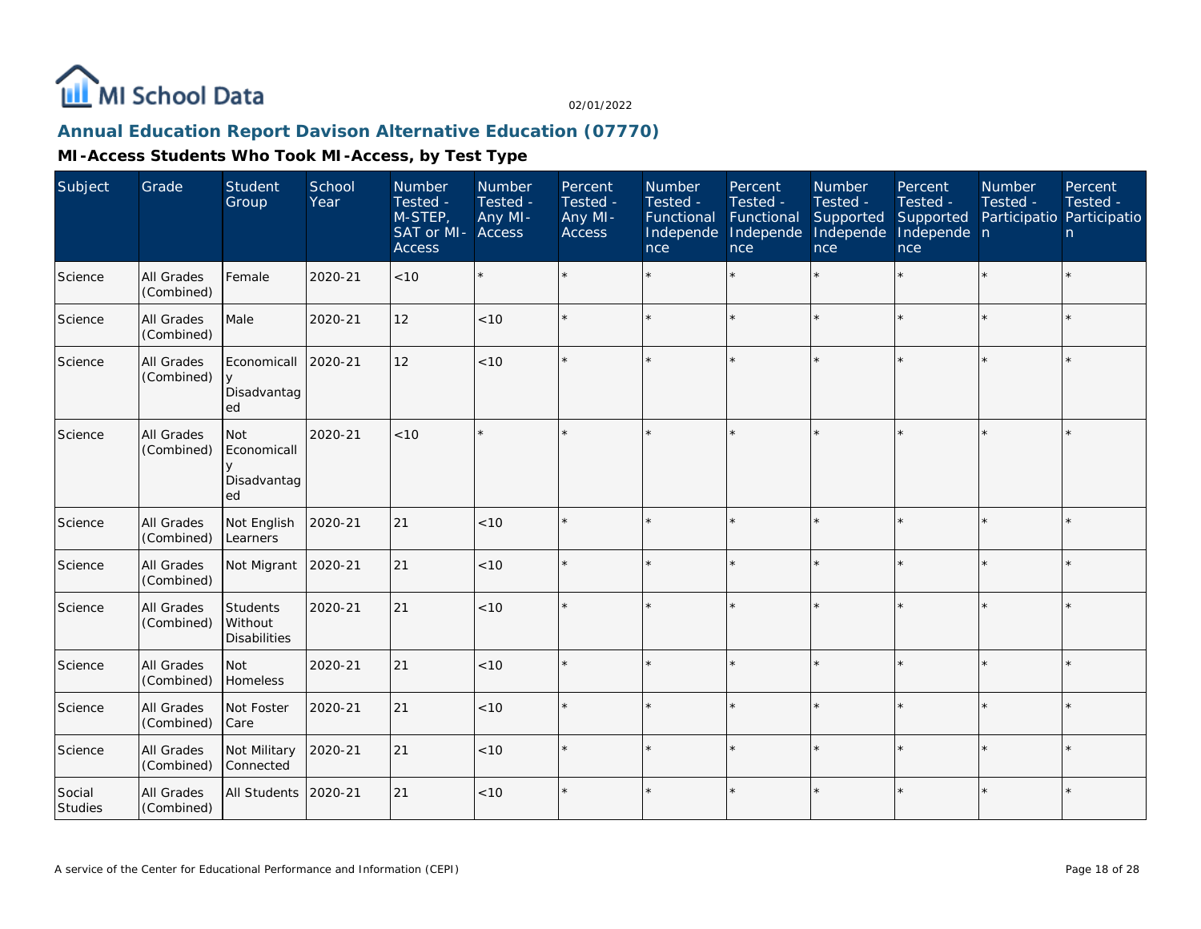# Annual Education Report Davison Alternative Education (07770)

## MI-Access Students Who Took MI-Access, by Test Type

| Subject | Grade | Student Group | School Year | Number Tested - M-STEP, SAT or MI-Access | Number Tested - Any MI-Access | Percent Tested - Any MI-Access | Number Tested - Functional Independence | Percent Tested - Functional Independence | Number Tested - Supported Independence | Percent Tested - Supported Independence | Number Tested - Participation | Percent Tested - Participation |
|---|---|---|---|---|---|---|---|---|---|---|---|---|
| Science | All Grades (Combined) | Female | 2020-21 | <10 | * | * | * | * | * | * | * | * |
| Science | All Grades (Combined) | Male | 2020-21 | 12 | <10 | * | * | * | * | * | * | * |
| Science | All Grades (Combined) | Economically Disadvantaged | 2020-21 | 12 | <10 | * | * | * | * | * | * | * |
| Science | All Grades (Combined) | Not Economically Disadvantaged | 2020-21 | <10 | * | * | * | * | * | * | * | * |
| Science | All Grades (Combined) | Not English Learners | 2020-21 | 21 | <10 | * | * | * | * | * | * | * |
| Science | All Grades (Combined) | Not Migrant | 2020-21 | 21 | <10 | * | * | * | * | * | * | * |
| Science | All Grades (Combined) | Students Without Disabilities | 2020-21 | 21 | <10 | * | * | * | * | * | * | * |
| Science | All Grades (Combined) | Not Homeless | 2020-21 | 21 | <10 | * | * | * | * | * | * | * |
| Science | All Grades (Combined) | Not Foster Care | 2020-21 | 21 | <10 | * | * | * | * | * | * | * |
| Science | All Grades (Combined) | Not Military Connected | 2020-21 | 21 | <10 | * | * | * | * | * | * | * |
| Social Studies | All Grades (Combined) | All Students | 2020-21 | 21 | <10 | * | * | * | * | * | * | * |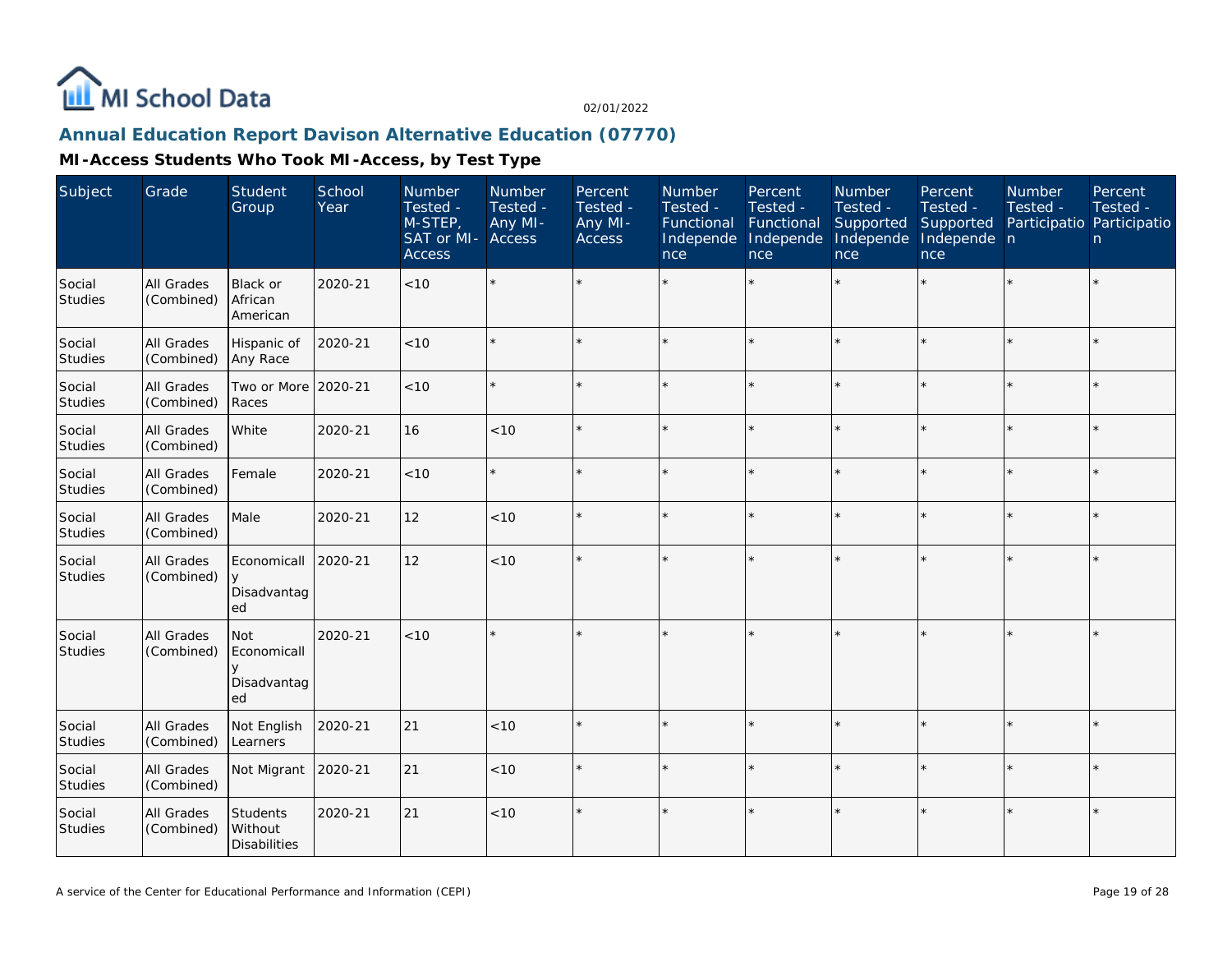# Annual Education Report Davison Alternative Education (07770)

## MI-Access Students Who Took MI-Access, by Test Type

| Subject | Grade | Student Group | School Year | Number Tested - M-STEP, SAT or MI-Access | Number Tested - Any MI-Access | Percent Tested - Any MI-Access | Number Tested - Functional Independence | Percent Tested - Functional Independence | Number Tested - Supported Independence | Percent Tested - Supported Independence | Number Tested - Participation | Percent Tested - Participation |
|---|---|---|---|---|---|---|---|---|---|---|---|---|
| Social Studies | All Grades (Combined) | Black or African American | 2020-21 | <10 | * | * | * | * | * | * | * | * |
| Social Studies | All Grades (Combined) | Hispanic of Any Race | 2020-21 | <10 | * | * | * | * | * | * | * | * |
| Social Studies | All Grades (Combined) | Two or More Races | 2020-21 | <10 | * | * | * | * | * | * | * | * |
| Social Studies | All Grades (Combined) | White | 2020-21 | 16 | <10 | * | * | * | * | * | * | * |
| Social Studies | All Grades (Combined) | Female | 2020-21 | <10 | * | * | * | * | * | * | * | * |
| Social Studies | All Grades (Combined) | Male | 2020-21 | 12 | <10 | * | * | * | * | * | * | * |
| Social Studies | All Grades (Combined) | Economically Disadvantaged | 2020-21 | 12 | <10 | * | * | * | * | * | * | * |
| Social Studies | All Grades (Combined) | Not Economically Disadvantaged | 2020-21 | <10 | * | * | * | * | * | * | * | * |
| Social Studies | All Grades (Combined) | Not English Learners | 2020-21 | 21 | <10 | * | * | * | * | * | * | * |
| Social Studies | All Grades (Combined) | Not Migrant | 2020-21 | 21 | <10 | * | * | * | * | * | * | * |
| Social Studies | All Grades (Combined) | Students Without Disabilities | 2020-21 | 21 | <10 | * | * | * | * | * | * | * |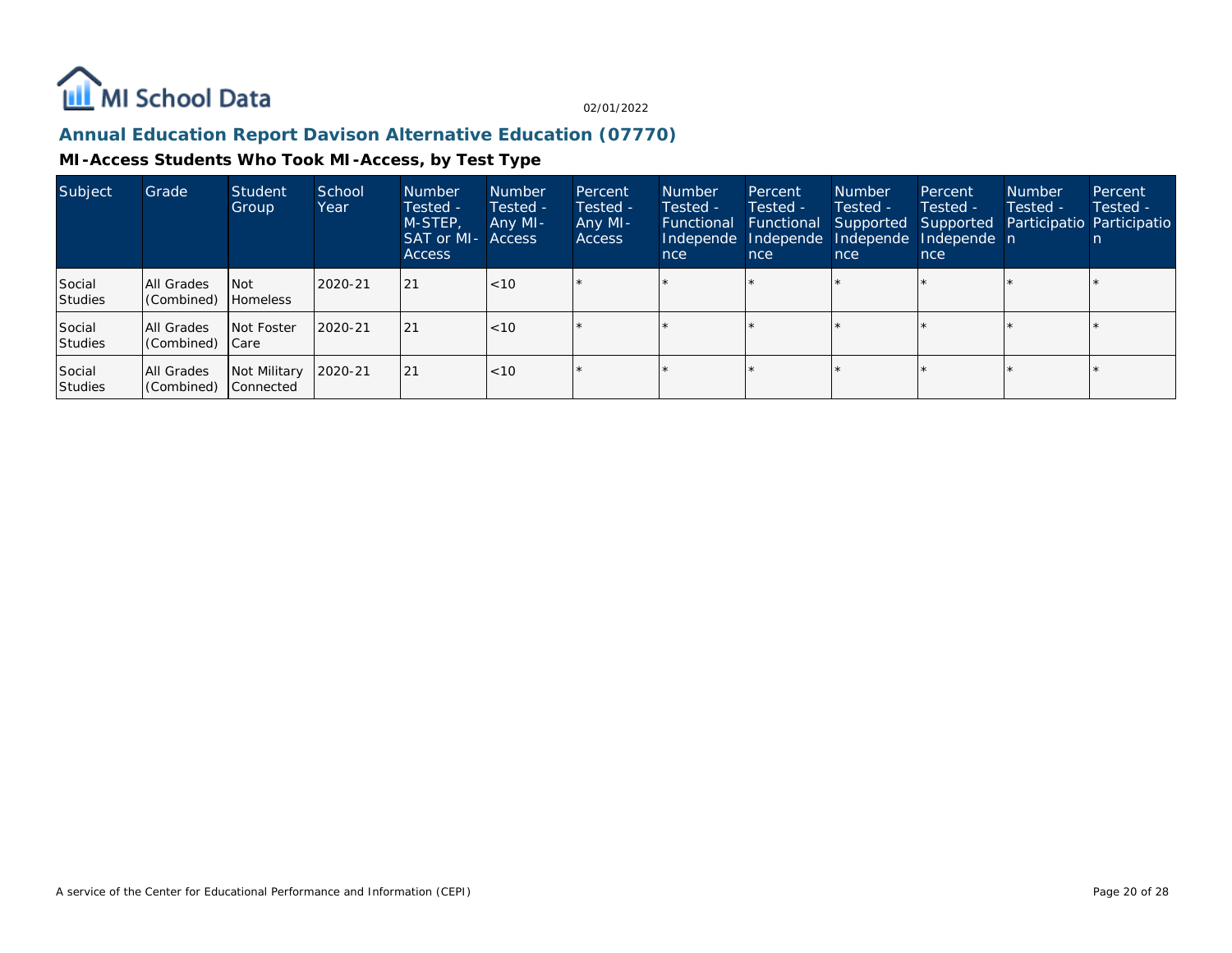## Annual Education Report Davison Alternative Education (07770)

### MI-Access Students Who Took MI-Access, by Test Type

| Subject | Grade | Student Group | School Year | Number Tested - M-STEP, SAT or MI-Access | Number Tested - Any MI-Access | Percent Tested - Any MI-Access | Number Tested - Functional Independence | Percent Tested - Functional Independence | Number Tested - Supported Independence | Percent Tested - Supported Independence | Number Tested - Participation | Percent Tested - Participation |
|---|---|---|---|---|---|---|---|---|---|---|---|---|
| Social Studies | All Grades (Combined) | Not Homeless | 2020-21 | 21 | <10 | * | * | * | * | * | * | * |
| Social Studies | All Grades (Combined) | Not Foster Care | 2020-21 | 21 | <10 | * | * | * | * | * | * | * |
| Social Studies | All Grades (Combined) | Not Military Connected | 2020-21 | 21 | <10 | * | * | * | * | * | * | * |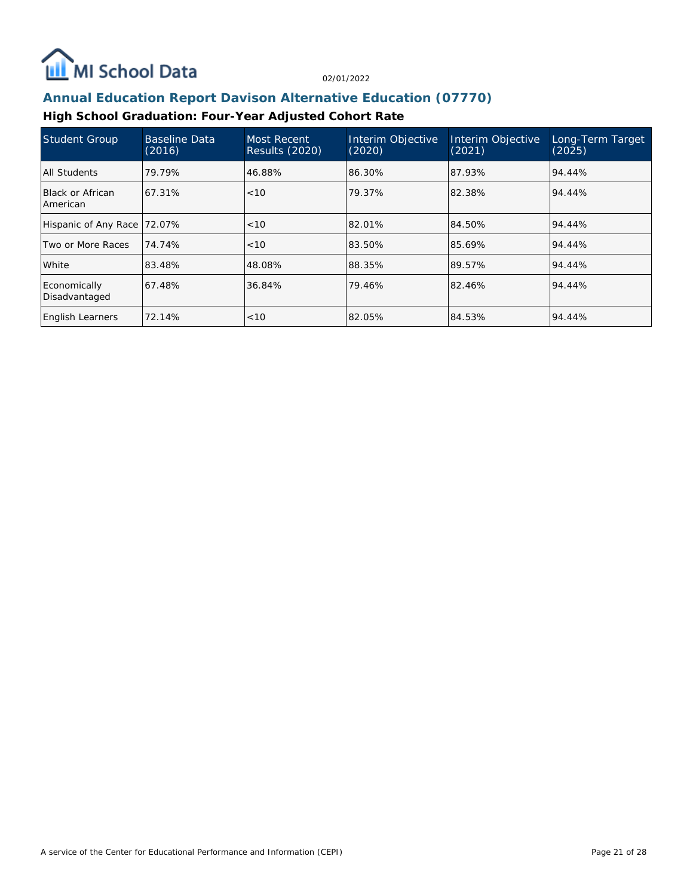## Annual Education Report Davison Alternative Education (07770)

### High School Graduation: Four-Year Adjusted Cohort Rate

| Student Group | Baseline Data (2016) | Most Recent Results (2020) | Interim Objective (2020) | Interim Objective (2021) | Long-Term Target (2025) |
|---|---|---|---|---|---|
| All Students | 79.79% | 46.88% | 86.30% | 87.93% | 94.44% |
| Black or African American | 67.31% | <10 | 79.37% | 82.38% | 94.44% |
| Hispanic of Any Race | 72.07% | <10 | 82.01% | 84.50% | 94.44% |
| Two or More Races | 74.74% | <10 | 83.50% | 85.69% | 94.44% |
| White | 83.48% | 48.08% | 88.35% | 89.57% | 94.44% |
| Economically Disadvantaged | 67.48% | 36.84% | 79.46% | 82.46% | 94.44% |
| English Learners | 72.14% | <10 | 82.05% | 84.53% | 94.44% |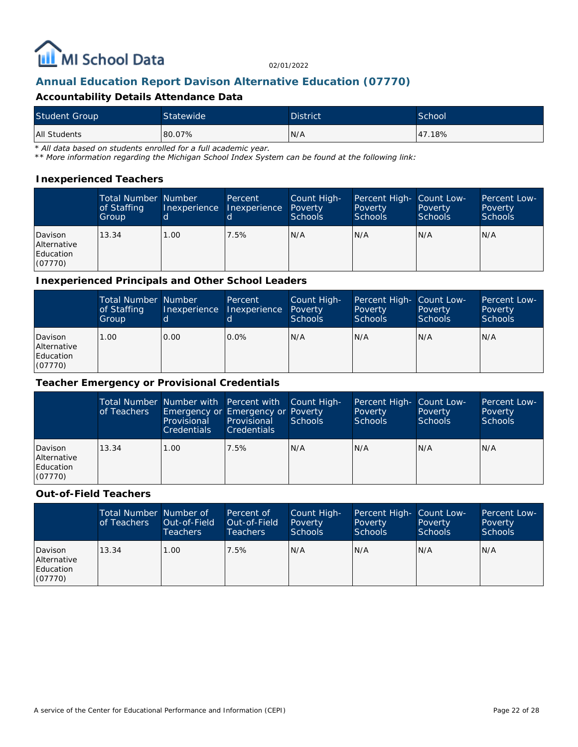# Annual Education Report Davison Alternative Education (07770)

### Accountability Details Attendance Data

| Student Group | Statewide | District | School |
|---|---|---|---|
| All Students | 80.07% | N/A | 47.18% |

*\* All data based on students enrolled for a full academic year.*
*\*\* More information regarding the Michigan School Index System can be found at the following link:*

### Inexperienced Teachers

| | Total Number of Staffing Group | Number Inexperienced | Percent Inexperienced | Count High-Poverty Schools | Percent High-Poverty Schools | Count Low-Poverty Schools | Percent Low-Poverty Schools |
|---|---|---|---|---|---|---|---|
| Davison Alternative Education (07770) | 13.34 | 1.00 | 7.5% | N/A | N/A | N/A | N/A |

### Inexperienced Principals and Other School Leaders

| | Total Number of Staffing Group | Number Inexperienced | Percent Inexperienced | Count High-Poverty Schools | Percent High-Poverty Schools | Count Low-Poverty Schools | Percent Low-Poverty Schools |
|---|---|---|---|---|---|---|---|
| Davison Alternative Education (07770) | 1.00 | 0.00 | 0.0% | N/A | N/A | N/A | N/A |

### Teacher Emergency or Provisional Credentials

| | Total Number of Teachers | Number with Emergency or Provisional Credentials | Percent with Emergency or Provisional Credentials | Count High-Poverty Schools | Percent High-Poverty Schools | Count Low-Poverty Schools | Percent Low-Poverty Schools |
|---|---|---|---|---|---|---|---|
| Davison Alternative Education (07770) | 13.34 | 1.00 | 7.5% | N/A | N/A | N/A | N/A |

### Out-of-Field Teachers

| | Total Number of Teachers | Number of Out-of-Field Teachers | Percent of Out-of-Field Teachers | Count High-Poverty Schools | Percent High-Poverty Schools | Count Low-Poverty Schools | Percent Low-Poverty Schools |
|---|---|---|---|---|---|---|---|
| Davison Alternative Education (07770) | 13.34 | 1.00 | 7.5% | N/A | N/A | N/A | N/A |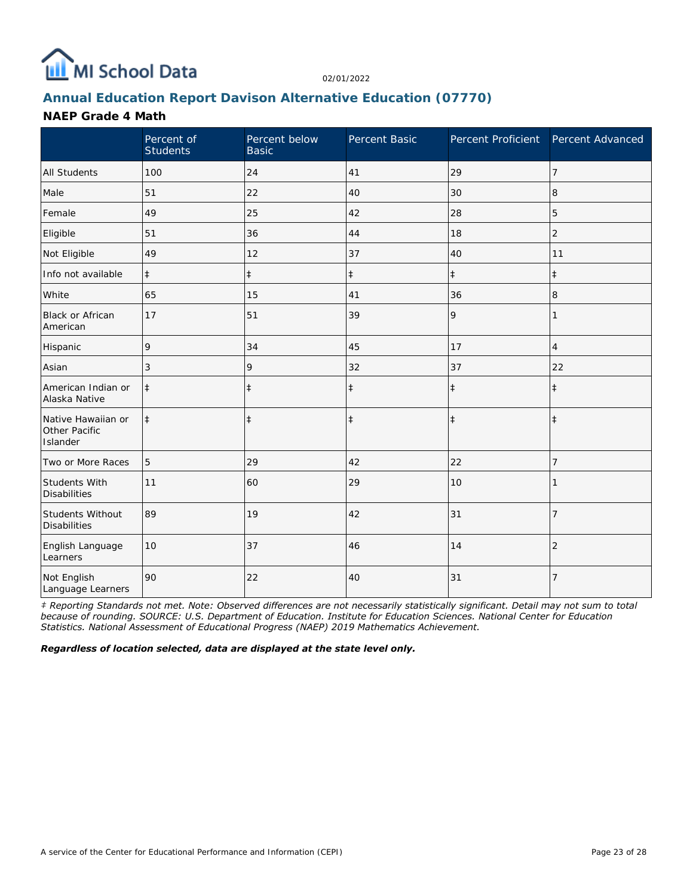MI School Data

02/01/2022

## Annual Education Report Davison Alternative Education (07770)

### NAEP Grade 4 Math

| | Percent of Students | Percent below Basic | Percent Basic | Percent Proficient | Percent Advanced |
|---|---|---|---|---|---|
| All Students | 100 | 24 | 41 | 29 | 7 |
| Male | 51 | 22 | 40 | 30 | 8 |
| Female | 49 | 25 | 42 | 28 | 5 |
| Eligible | 51 | 36 | 44 | 18 | 2 |
| Not Eligible | 49 | 12 | 37 | 40 | 11 |
| Info not available | ‡ | ‡ | ‡ | ‡ | ‡ |
| White | 65 | 15 | 41 | 36 | 8 |
| Black or African American | 17 | 51 | 39 | 9 | 1 |
| Hispanic | 9 | 34 | 45 | 17 | 4 |
| Asian | 3 | 9 | 32 | 37 | 22 |
| American Indian or Alaska Native | ‡ | ‡ | ‡ | ‡ | ‡ |
| Native Hawaiian or Other Pacific Islander | ‡ | ‡ | ‡ | ‡ | ‡ |
| Two or More Races | 5 | 29 | 42 | 22 | 7 |
| Students With Disabilities | 11 | 60 | 29 | 10 | 1 |
| Students Without Disabilities | 89 | 19 | 42 | 31 | 7 |
| English Language Learners | 10 | 37 | 46 | 14 | 2 |
| Not English Language Learners | 90 | 22 | 40 | 31 | 7 |

*‡ Reporting Standards not met. Note: Observed differences are not necessarily statistically significant. Detail may not sum to total because of rounding. SOURCE: U.S. Department of Education. Institute for Education Sciences. National Center for Education Statistics. National Assessment of Educational Progress (NAEP) 2019 Mathematics Achievement.*

***Regardless of location selected, data are displayed at the state level only.***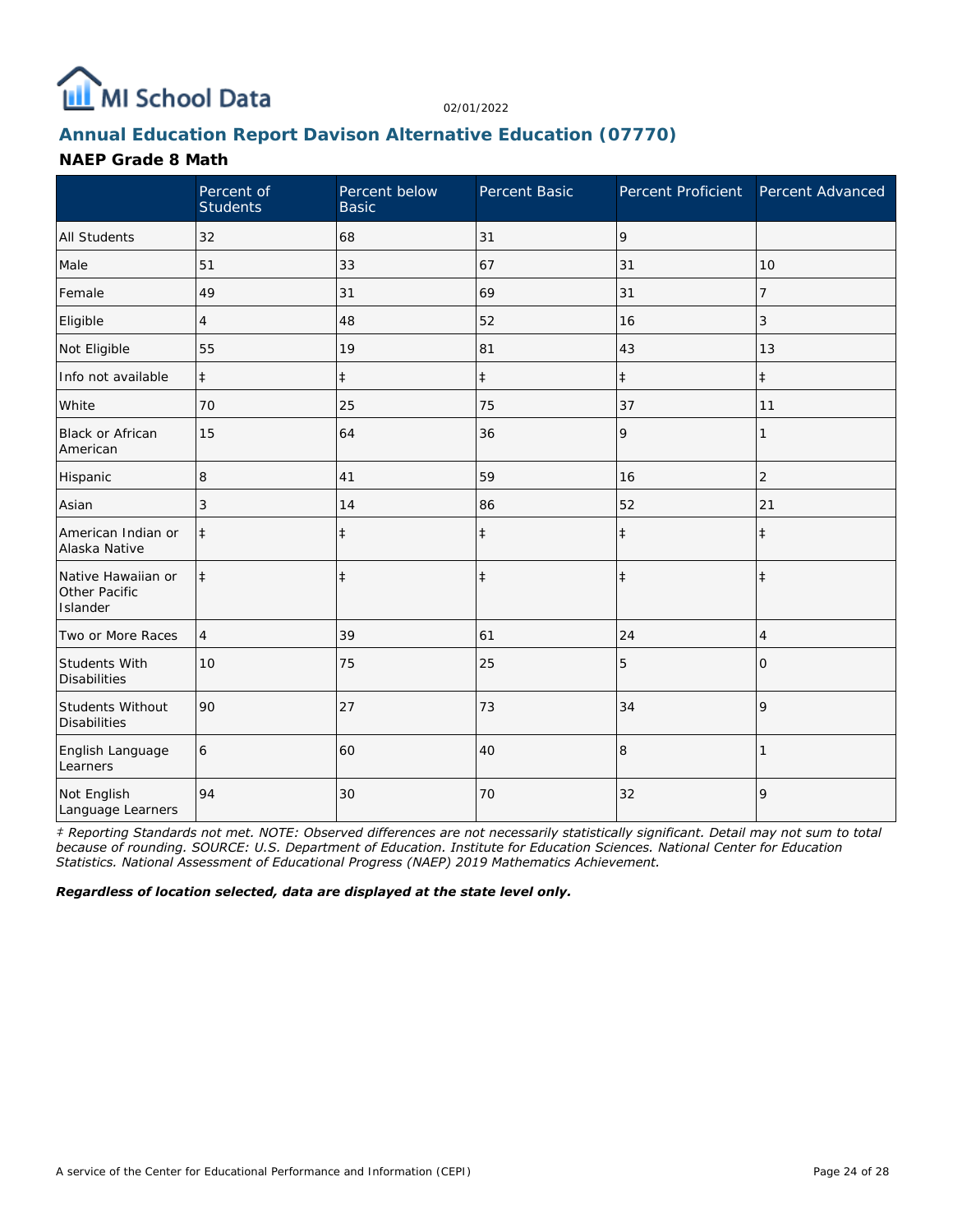## Annual Education Report Davison Alternative Education (07770)

### NAEP Grade 8 Math

| | Percent of Students | Percent below Basic | Percent Basic | Percent Proficient | Percent Advanced |
|---|---|---|---|---|---|
| All Students | 32 | 68 | 31 | 9 | |
| Male | 51 | 33 | 67 | 31 | 10 |
| Female | 49 | 31 | 69 | 31 | 7 |
| Eligible | 4 | 48 | 52 | 16 | 3 |
| Not Eligible | 55 | 19 | 81 | 43 | 13 |
| Info not available | ‡ | ‡ | ‡ | ‡ | ‡ |
| White | 70 | 25 | 75 | 37 | 11 |
| Black or African American | 15 | 64 | 36 | 9 | 1 |
| Hispanic | 8 | 41 | 59 | 16 | 2 |
| Asian | 3 | 14 | 86 | 52 | 21 |
| American Indian or Alaska Native | ‡ | ‡ | ‡ | ‡ | ‡ |
| Native Hawaiian or Other Pacific Islander | ‡ | ‡ | ‡ | ‡ | ‡ |
| Two or More Races | 4 | 39 | 61 | 24 | 4 |
| Students With Disabilities | 10 | 75 | 25 | 5 | 0 |
| Students Without Disabilities | 90 | 27 | 73 | 34 | 9 |
| English Language Learners | 6 | 60 | 40 | 8 | 1 |
| Not English Language Learners | 94 | 30 | 70 | 32 | 9 |

*‡ Reporting Standards not met. NOTE: Observed differences are not necessarily statistically significant. Detail may not sum to total because of rounding. SOURCE: U.S. Department of Education. Institute for Education Sciences. National Center for Education Statistics. National Assessment of Educational Progress (NAEP) 2019 Mathematics Achievement.*

***Regardless of location selected, data are displayed at the state level only.***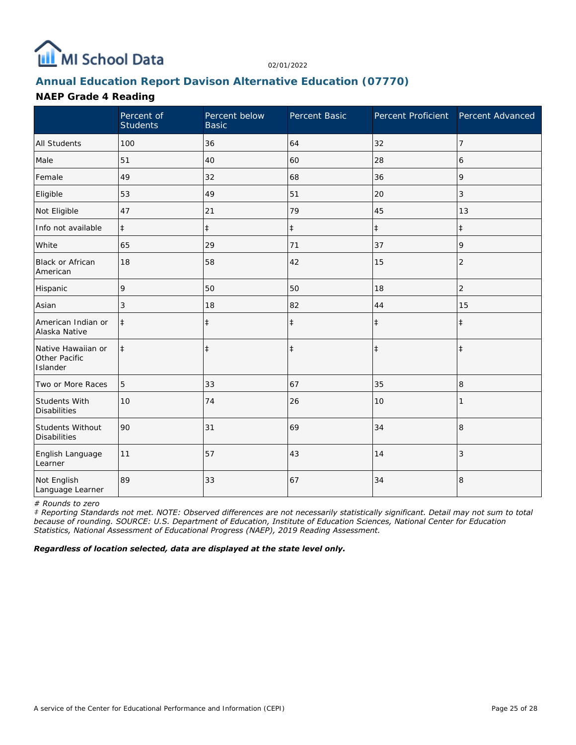# Annual Education Report Davison Alternative Education (07770)

## NAEP Grade 4 Reading

| | Percent of Students | Percent below Basic | Percent Basic | Percent Proficient | Percent Advanced |
|---|---|---|---|---|---|
| All Students | 100 | 36 | 64 | 32 | 7 |
| Male | 51 | 40 | 60 | 28 | 6 |
| Female | 49 | 32 | 68 | 36 | 9 |
| Eligible | 53 | 49 | 51 | 20 | 3 |
| Not Eligible | 47 | 21 | 79 | 45 | 13 |
| Info not available | ‡ | ‡ | ‡ | ‡ | ‡ |
| White | 65 | 29 | 71 | 37 | 9 |
| Black or African American | 18 | 58 | 42 | 15 | 2 |
| Hispanic | 9 | 50 | 50 | 18 | 2 |
| Asian | 3 | 18 | 82 | 44 | 15 |
| American Indian or Alaska Native | ‡ | ‡ | ‡ | ‡ | ‡ |
| Native Hawaiian or Other Pacific Islander | ‡ | ‡ | ‡ | ‡ | ‡ |
| Two or More Races | 5 | 33 | 67 | 35 | 8 |
| Students With Disabilities | 10 | 74 | 26 | 10 | 1 |
| Students Without Disabilities | 90 | 31 | 69 | 34 | 8 |
| English Language Learner | 11 | 57 | 43 | 14 | 3 |
| Not English Language Learner | 89 | 33 | 67 | 34 | 8 |

*# Rounds to zero*

*‡ Reporting Standards not met. NOTE: Observed differences are not necessarily statistically significant. Detail may not sum to total because of rounding. SOURCE: U.S. Department of Education, Institute of Education Sciences, National Center for Education Statistics, National Assessment of Educational Progress (NAEP), 2019 Reading Assessment.*

***Regardless of location selected, data are displayed at the state level only.***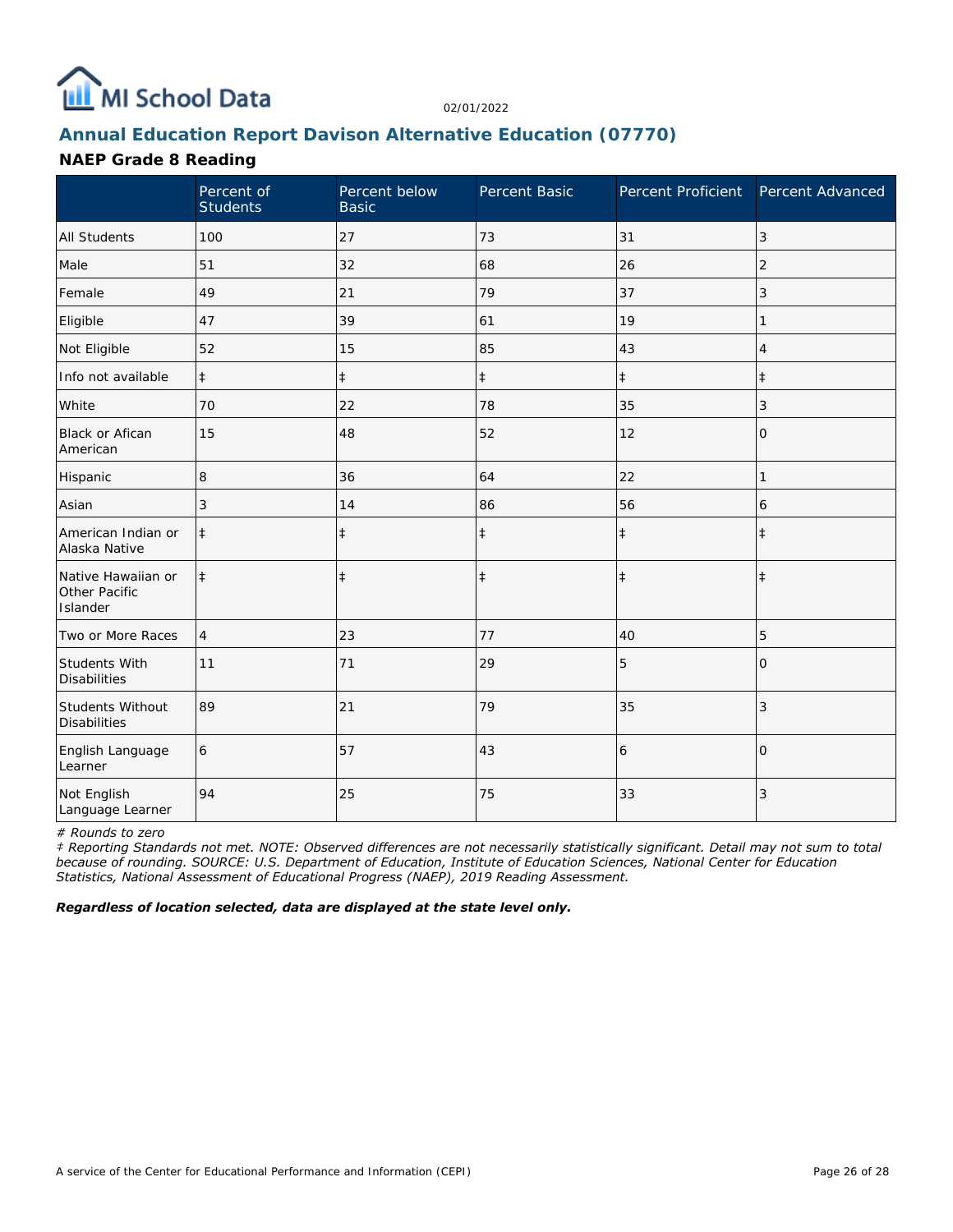MI School Data

02/01/2022

## Annual Education Report Davison Alternative Education (07770)

### NAEP Grade 8 Reading

| | Percent of Students | Percent below Basic | Percent Basic | Percent Proficient | Percent Advanced |
|---|---|---|---|---|---|
| All Students | 100 | 27 | 73 | 31 | 3 |
| Male | 51 | 32 | 68 | 26 | 2 |
| Female | 49 | 21 | 79 | 37 | 3 |
| Eligible | 47 | 39 | 61 | 19 | 1 |
| Not Eligible | 52 | 15 | 85 | 43 | 4 |
| Info not available | ‡ | ‡ | ‡ | ‡ | ‡ |
| White | 70 | 22 | 78 | 35 | 3 |
| Black or Afican American | 15 | 48 | 52 | 12 | 0 |
| Hispanic | 8 | 36 | 64 | 22 | 1 |
| Asian | 3 | 14 | 86 | 56 | 6 |
| American Indian or Alaska Native | ‡ | ‡ | ‡ | ‡ | ‡ |
| Native Hawaiian or Other Pacific Islander | ‡ | ‡ | ‡ | ‡ | ‡ |
| Two or More Races | 4 | 23 | 77 | 40 | 5 |
| Students With Disabilities | 11 | 71 | 29 | 5 | 0 |
| Students Without Disabilities | 89 | 21 | 79 | 35 | 3 |
| English Language Learner | 6 | 57 | 43 | 6 | 0 |
| Not English Language Learner | 94 | 25 | 75 | 33 | 3 |

*# Rounds to zero*

*‡ Reporting Standards not met. NOTE: Observed differences are not necessarily statistically significant. Detail may not sum to total because of rounding. SOURCE: U.S. Department of Education, Institute of Education Sciences, National Center for Education Statistics, National Assessment of Educational Progress (NAEP), 2019 Reading Assessment.*

***Regardless of location selected, data are displayed at the state level only.***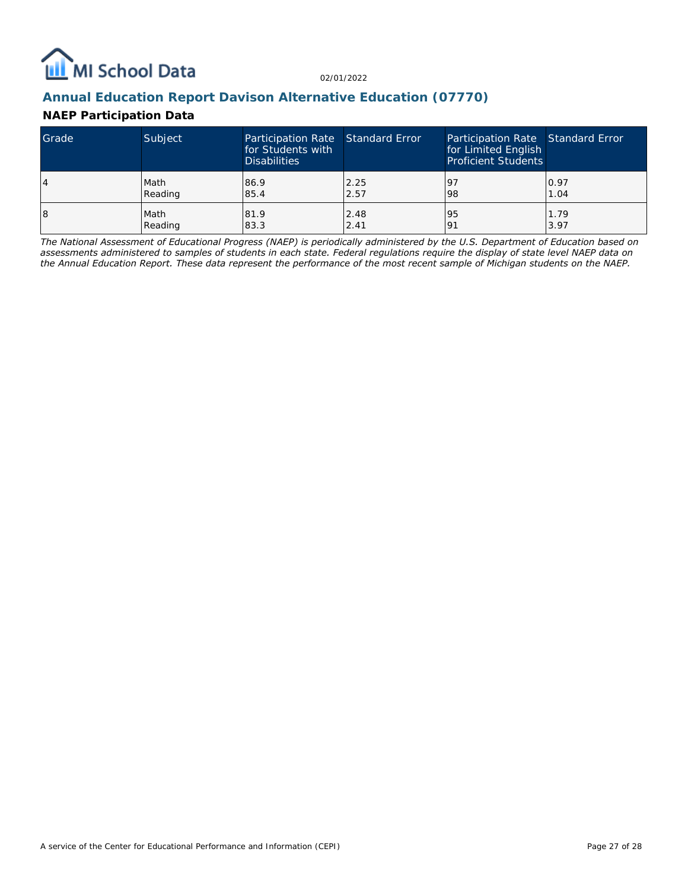02/01/2022

## Annual Education Report Davison Alternative Education (07770)

### NAEP Participation Data

| Grade | Subject | Participation Rate for Students with Disabilities | Standard Error | Participation Rate for Limited English Proficient Students | Standard Error |
|---|---|---|---|---|---|
| 4 | Math<br>Reading | 86.9<br>85.4 | 2.25<br>2.57 | 97<br>98 | 0.97<br>1.04 |
| 8 | Math<br>Reading | 81.9<br>83.3 | 2.48<br>2.41 | 95<br>91 | 1.79<br>3.97 |

*The National Assessment of Educational Progress (NAEP) is periodically administered by the U.S. Department of Education based on assessments administered to samples of students in each state. Federal regulations require the display of state level NAEP data on the Annual Education Report. These data represent the performance of the most recent sample of Michigan students on the NAEP.*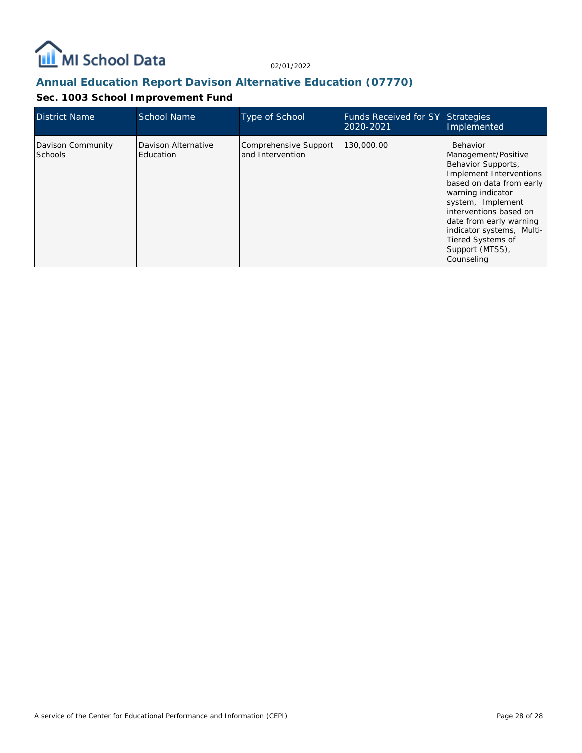## Annual Education Report Davison Alternative Education (07770)

### Sec. 1003 School Improvement Fund

| District Name | School Name | Type of School | Funds Received for SY 2020-2021 | Strategies Implemented |
|---|---|---|---|---|
| Davison Community Schools | Davison Alternative Education | Comprehensive Support and Intervention | 130,000.00 | Behavior Management/Positive Behavior Supports, Implement Interventions based on data from early warning indicator system, Implement interventions based on date from early warning indicator systems, Multi-Tiered Systems of Support (MTSS), Counseling |